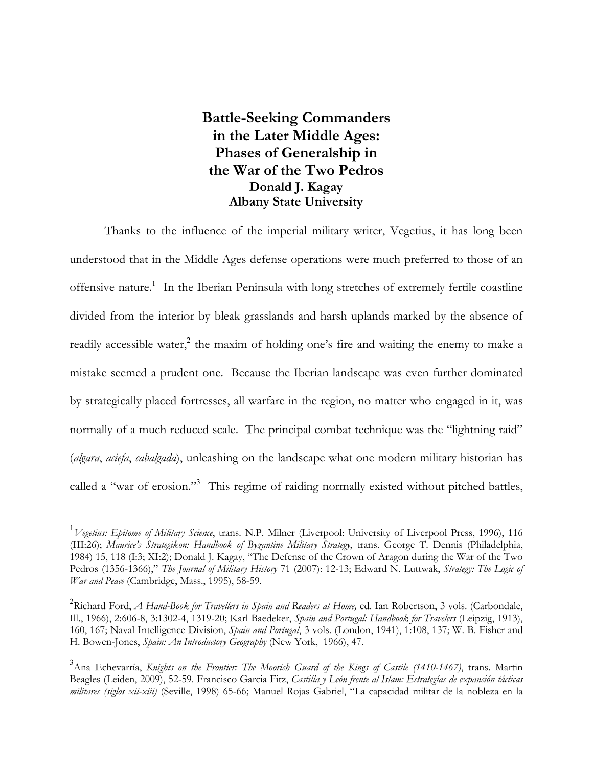# Battle-Seeking Commanders in the Later Middle Ages: Phases of Generalship in the War of the Two Pedros

**Donald J. Kagay**
**Albany State University**

Thanks to the influence of the imperial military writer, Vegetius, it has long been understood that in the Middle Ages defense operations were much preferred to those of an offensive nature.[1] In the Iberian Peninsula with long stretches of extremely fertile coastline divided from the interior by bleak grasslands and harsh uplands marked by the absence of readily accessible water,[2] the maxim of holding one's fire and waiting the enemy to make a mistake seemed a prudent one. Because the Iberian landscape was even further dominated by strategically placed fortresses, all warfare in the region, no matter who engaged in it, was normally of a much reduced scale. The principal combat technique was the "lightning raid" (*algara*, *aciefa*, *cabalgada*), unleashing on the landscape what one modern military historian has called a "war of erosion."[3] This regime of raiding normally existed without pitched battles,

---

[1] *Vegetius: Epitome of Military Science*, trans. N.P. Milner (Liverpool: University of Liverpool Press, 1996), 116 (III:26); *Maurice's Strategikon: Handbook of Byzantine Military Strategy*, trans. George T. Dennis (Philadelphia, 1984) 15, 118 (I:3; XI:2); Donald J. Kagay, "The Defense of the Crown of Aragon during the War of the Two Pedros (1356-1366)," *The Journal of Military History* 71 (2007): 12-13; Edward N. Luttwak, *Strategy: The Logic of War and Peace* (Cambridge, Mass., 1995), 58-59.

[2] Richard Ford, *A Hand-Book for Travellers in Spain and Readers at Home,* ed. Ian Robertson, 3 vols. (Carbondale, Ill., 1966), 2:606-8, 3:1302-4, 1319-20; Karl Baedeker, *Spain and Portugal: Handbook for Travelers* (Leipzig, 1913), 160, 167; Naval Intelligence Division, *Spain and Portugal*, 3 vols. (London, 1941), 1:108, 137; W. B. Fisher and H. Bowen-Jones, *Spain: An Introductory Geography* (New York, 1966), 47.

[3] Ana Echevarría, *Knights on the Frontier: The Moorish Guard of the Kings of Castile (1410-1467)*, trans. Martin Beagles (Leiden, 2009), 52-59. Francisco Garcia Fitz, *Castilla y León frente al Islam: Estrategías de expansión tácticas militares (siglos xii-xiii)* (Seville, 1998) 65-66; Manuel Rojas Gabriel, "La capacidad militar de la nobleza en la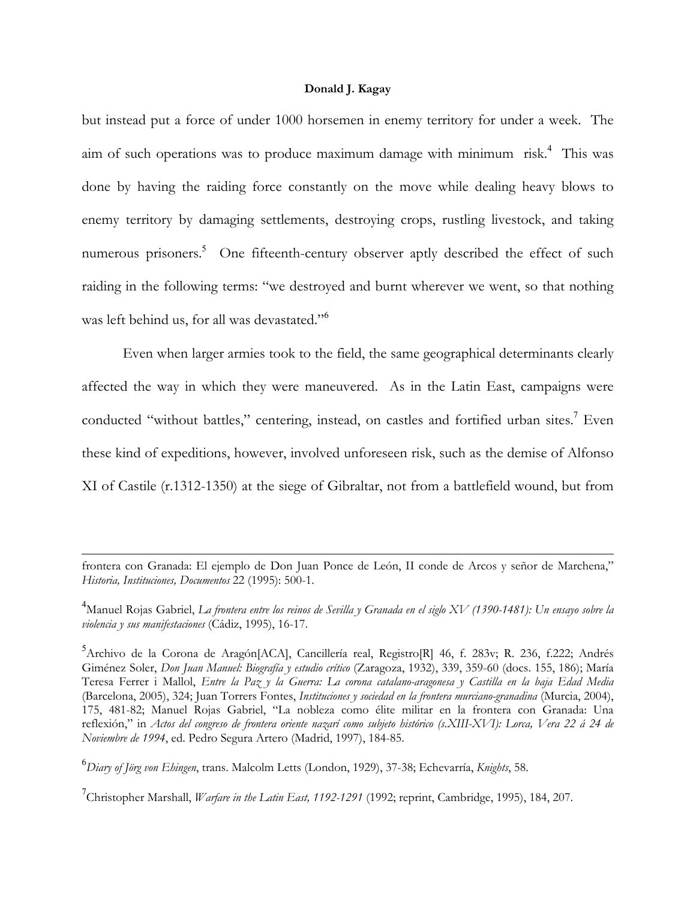but instead put a force of under 1000 horsemen in enemy territory for under a week. The aim of such operations was to produce maximum damage with minimum risk.[4] This was done by having the raiding force constantly on the move while dealing heavy blows to enemy territory by damaging settlements, destroying crops, rustling livestock, and taking numerous prisoners.[5] One fifteenth-century observer aptly described the effect of such raiding in the following terms: "we destroyed and burnt wherever we went, so that nothing was left behind us, for all was devastated."[6]

Even when larger armies took to the field, the same geographical determinants clearly affected the way in which they were maneuvered. As in the Latin East, campaigns were conducted "without battles," centering, instead, on castles and fortified urban sites.[7] Even these kind of expeditions, however, involved unforeseen risk, such as the demise of Alfonso XI of Castile (r.1312-1350) at the siege of Gibraltar, not from a battlefield wound, but from

---

frontera con Granada: El ejemplo de Don Juan Ponce de León, II conde de Arcos y señor de Marchena," *Historia, Instituciones, Documentos* 22 (1995): 500-1.

[4]Manuel Rojas Gabriel, *La frontera entre los reinos de Sevilla y Granada en el siglo XV (1390-1481): Un ensayo sobre la violencia y sus manifestaciones* (Cádiz, 1995), 16-17.

[5]Archivo de la Corona de Aragón[ACA], Cancillería real, Registro[R] 46, f. 283v; R. 236, f.222; Andrés Giménez Soler, *Don Juan Manuel: Biografía y estudio crítico* (Zaragoza, 1932), 339, 359-60 (docs. 155, 186); María Teresa Ferrer i Mallol, *Entre la Paz y la Guerra: La corona catalano-aragonesa y Castilla en la baja Edad Media* (Barcelona, 2005), 324; Juan Torrers Fontes, *Instituciones y sociedad en la frontera murciano-granadina* (Murcia, 2004), 175, 481-82; Manuel Rojas Gabriel, "La nobleza como élite militar en la frontera con Granada: Una reflexión," in *Actos del congreso de frontera oriente nazarí como subjeto histórico (s.XIII-XVI): Lorca, Vera 22 á 24 de Noviembre de 1994*, ed. Pedro Segura Artero (Madrid, 1997), 184-85.

[6]*Diary of Jörg von Ehingen*, trans. Malcolm Letts (London, 1929), 37-38; Echevarría, *Knights*, 58.

[7]Christopher Marshall, *Warfare in the Latin East, 1192-1291* (1992; reprint, Cambridge, 1995), 184, 207.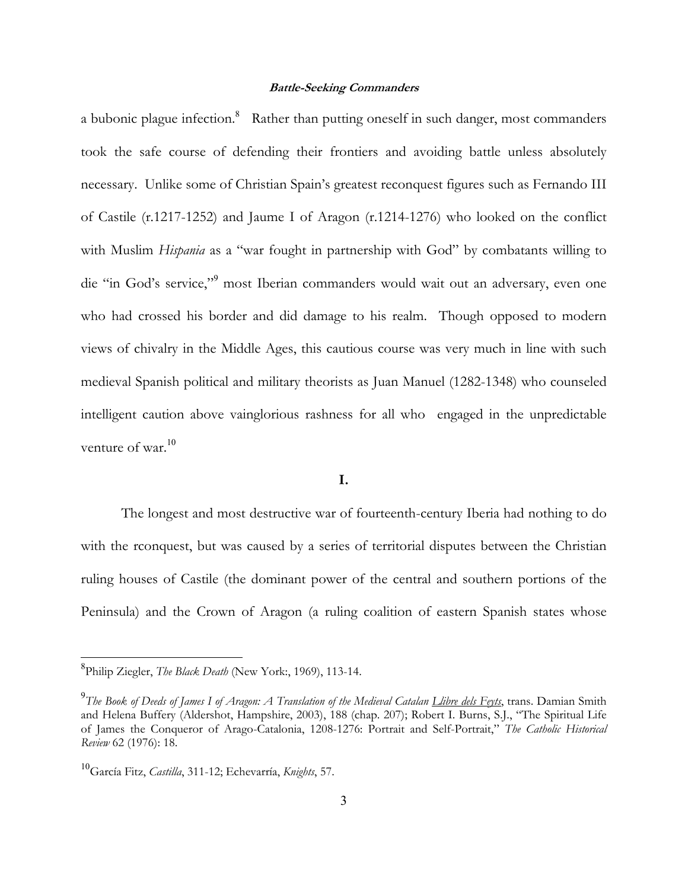a bubonic plague infection.[8] Rather than putting oneself in such danger, most commanders took the safe course of defending their frontiers and avoiding battle unless absolutely necessary. Unlike some of Christian Spain's greatest reconquest figures such as Fernando III of Castile (r.1217-1252) and Jaume I of Aragon (r.1214-1276) who looked on the conflict with Muslim *Hispania* as a "war fought in partnership with God" by combatants willing to die "in God's service,"[9] most Iberian commanders would wait out an adversary, even one who had crossed his border and did damage to his realm. Though opposed to modern views of chivalry in the Middle Ages, this cautious course was very much in line with such medieval Spanish political and military theorists as Juan Manuel (1282-1348) who counseled intelligent caution above vainglorious rashness for all who engaged in the unpredictable venture of war.[10]

## I.

The longest and most destructive war of fourteenth-century Iberia had nothing to do with the rconquest, but was caused by a series of territorial disputes between the Christian ruling houses of Castile (the dominant power of the central and southern portions of the Peninsula) and the Crown of Aragon (a ruling coalition of eastern Spanish states whose

---

[8] Philip Ziegler, *The Black Death* (New York:, 1969), 113-14.

[9] *The Book of Deeds of James I of Aragon: A Translation of the Medieval Catalan Llibre dels Feyts*, trans. Damian Smith and Helena Buffery (Aldershot, Hampshire, 2003), 188 (chap. 207); Robert I. Burns, S.J., "The Spiritual Life of James the Conqueror of Arago-Catalonia, 1208-1276: Portrait and Self-Portrait," *The Catholic Historical Review* 62 (1976): 18.

[10] García Fitz, *Castilla*, 311-12; Echevarría, *Knights*, 57.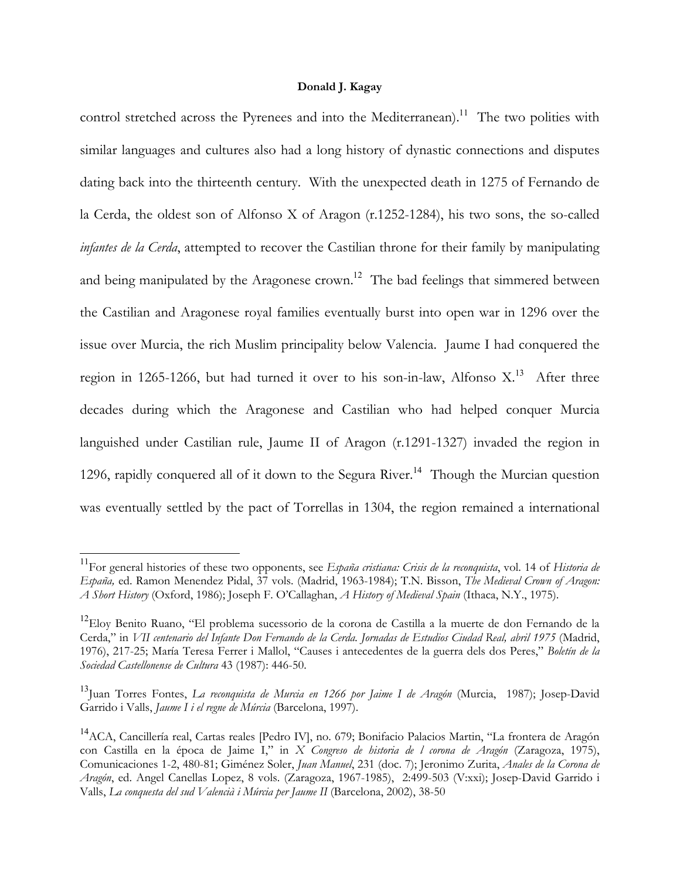control stretched across the Pyrenees and into the Mediterranean).[11] The two polities with similar languages and cultures also had a long history of dynastic connections and disputes dating back into the thirteenth century. With the unexpected death in 1275 of Fernando de la Cerda, the oldest son of Alfonso X of Aragon (r.1252-1284), his two sons, the so-called *infantes de la Cerda*, attempted to recover the Castilian throne for their family by manipulating and being manipulated by the Aragonese crown.[12] The bad feelings that simmered between the Castilian and Aragonese royal families eventually burst into open war in 1296 over the issue over Murcia, the rich Muslim principality below Valencia. Jaume I had conquered the region in 1265-1266, but had turned it over to his son-in-law, Alfonso X.[13] After three decades during which the Aragonese and Castilian who had helped conquer Murcia languished under Castilian rule, Jaume II of Aragon (r.1291-1327) invaded the region in 1296, rapidly conquered all of it down to the Segura River.[14] Though the Murcian question was eventually settled by the pact of Torrellas in 1304, the region remained a international

---

[11]For general histories of these two opponents, see *España cristiana: Crisis de la reconquista*, vol. 14 of *Historia de España,* ed. Ramon Menendez Pidal, 37 vols. (Madrid, 1963-1984); T.N. Bisson, *The Medieval Crown of Aragon: A Short History* (Oxford, 1986); Joseph F. O'Callaghan, *A History of Medieval Spain* (Ithaca, N.Y., 1975).

[12]Eloy Benito Ruano, "El problema sucessorio de la corona de Castilla a la muerte de don Fernando de la Cerda," in *VII centenario del Infante Don Fernando de la Cerda. Jornadas de Estudios Ciudad Real, abril 1975* (Madrid, 1976), 217-25; María Teresa Ferrer i Mallol, "Causes i antecedentes de la guerra dels dos Peres," *Boletín de la Sociedad Castellonense de Cultura* 43 (1987): 446-50.

[13]Juan Torres Fontes, *La reconquista de Murcia en 1266 por Jaime I de Aragón* (Murcia, 1987); Josep-David Garrido i Valls, *Jaume I i el regne de Múrcia* (Barcelona, 1997).

[14]ACA, Cancillería real, Cartas reales [Pedro IV], no. 679; Bonifacio Palacios Martin, "La frontera de Aragón con Castilla en la época de Jaime I," in *X Congreso de historia de l corona de Aragón* (Zaragoza, 1975), Comunicaciones 1-2, 480-81; Giménez Soler, *Juan Manuel*, 231 (doc. 7); Jeronimo Zurita, *Anales de la Corona de Aragón*, ed. Angel Canellas Lopez, 8 vols. (Zaragoza, 1967-1985), 2:499-503 (V:xxi); Josep-David Garrido i Valls, *La conquesta del sud Valencià i Múrcia per Jaume II* (Barcelona, 2002), 38-50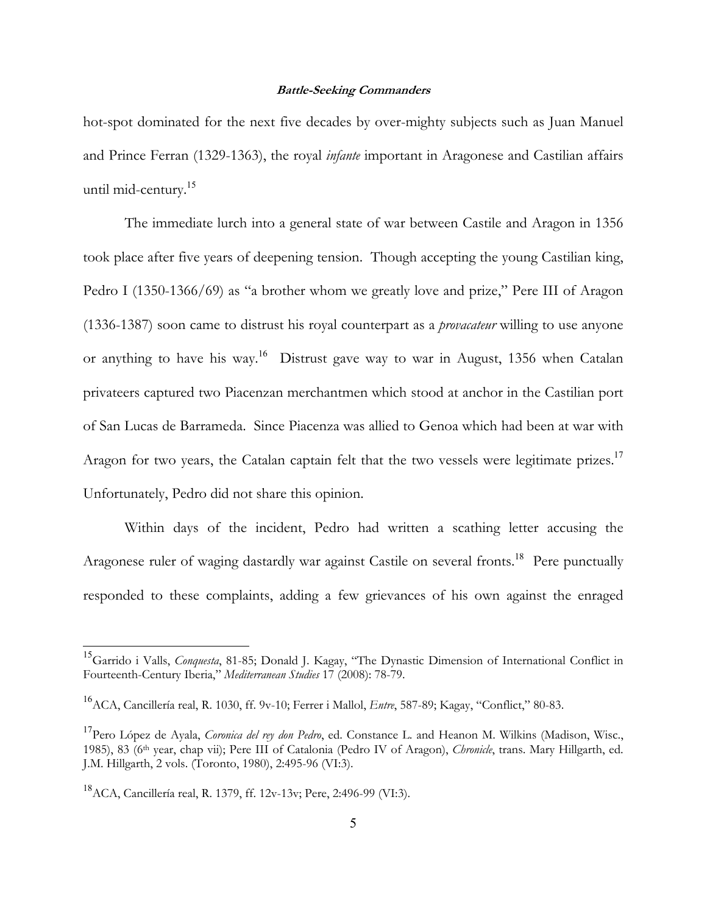hot-spot dominated for the next five decades by over-mighty subjects such as Juan Manuel and Prince Ferran (1329-1363), the royal *infante* important in Aragonese and Castilian affairs until mid-century.[15]

The immediate lurch into a general state of war between Castile and Aragon in 1356 took place after five years of deepening tension. Though accepting the young Castilian king, Pedro I (1350-1366/69) as "a brother whom we greatly love and prize," Pere III of Aragon (1336-1387) soon came to distrust his royal counterpart as a *provacateur* willing to use anyone or anything to have his way.[16] Distrust gave way to war in August, 1356 when Catalan privateers captured two Piacenzan merchantmen which stood at anchor in the Castilian port of San Lucas de Barrameda. Since Piacenza was allied to Genoa which had been at war with Aragon for two years, the Catalan captain felt that the two vessels were legitimate prizes.[17] Unfortunately, Pedro did not share this opinion.

Within days of the incident, Pedro had written a scathing letter accusing the Aragonese ruler of waging dastardly war against Castile on several fronts.[18] Pere punctually responded to these complaints, adding a few grievances of his own against the enraged

---

[15] Garrido i Valls, *Conquesta*, 81-85; Donald J. Kagay, "The Dynastic Dimension of International Conflict in Fourteenth-Century Iberia," *Mediterranean Studies* 17 (2008): 78-79.

[16] ACA, Cancillería real, R. 1030, ff. 9v-10; Ferrer i Mallol, *Entre*, 587-89; Kagay, "Conflict," 80-83.

[17] Pero López de Ayala, *Coronica del rey don Pedro*, ed. Constance L. and Heanon M. Wilkins (Madison, Wisc., 1985), 83 (6th year, chap vii); Pere III of Catalonia (Pedro IV of Aragon), *Chronicle*, trans. Mary Hillgarth, ed. J.M. Hillgarth, 2 vols. (Toronto, 1980), 2:495-96 (VI:3).

[18] ACA, Cancillería real, R. 1379, ff. 12v-13v; Pere, 2:496-99 (VI:3).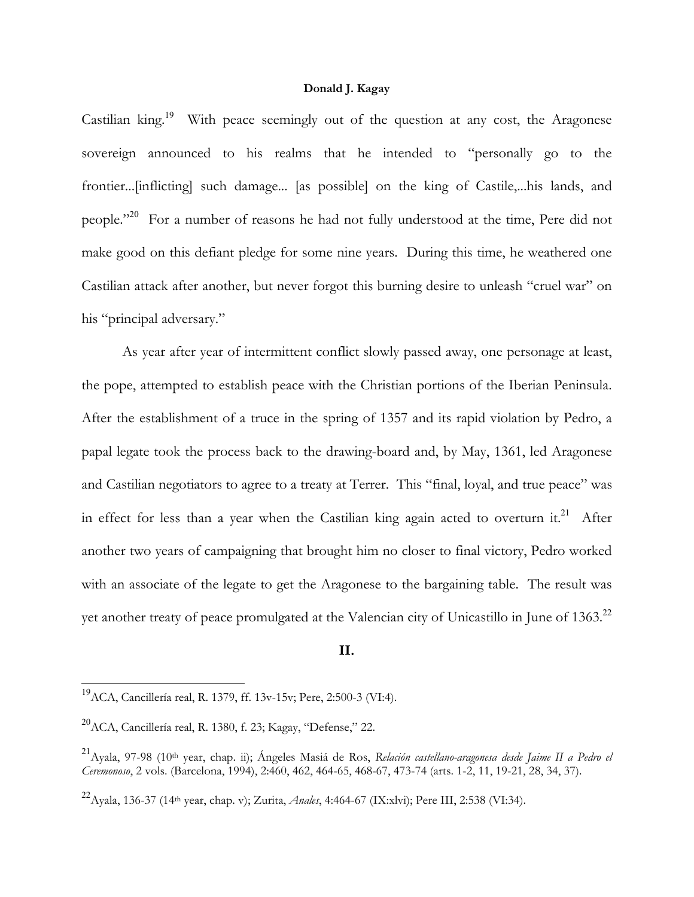Castilian king.[19] With peace seemingly out of the question at any cost, the Aragonese sovereign announced to his realms that he intended to "personally go to the frontier...[inflicting] such damage... [as possible] on the king of Castile,...his lands, and people."[20] For a number of reasons he had not fully understood at the time, Pere did not make good on this defiant pledge for some nine years. During this time, he weathered one Castilian attack after another, but never forgot this burning desire to unleash "cruel war" on his "principal adversary."

As year after year of intermittent conflict slowly passed away, one personage at least, the pope, attempted to establish peace with the Christian portions of the Iberian Peninsula. After the establishment of a truce in the spring of 1357 and its rapid violation by Pedro, a papal legate took the process back to the drawing-board and, by May, 1361, led Aragonese and Castilian negotiators to agree to a treaty at Terrer. This "final, loyal, and true peace" was in effect for less than a year when the Castilian king again acted to overturn it.[21] After another two years of campaigning that brought him no closer to final victory, Pedro worked with an associate of the legate to get the Aragonese to the bargaining table. The result was yet another treaty of peace promulgated at the Valencian city of Unicastillo in June of 1363.[22]

## II.

---

[19] ACA, Cancillería real, R. 1379, ff. 13v-15v; Pere, 2:500-3 (VI:4).

[20] ACA, Cancillería real, R. 1380, f. 23; Kagay, "Defense," 22.

[21] Ayala, 97-98 (10th year, chap. ii); Ángeles Masiá de Ros, *Relación castellano-aragonesa desde Jaime II a Pedro el Ceremonoso*, 2 vols. (Barcelona, 1994), 2:460, 462, 464-65, 468-67, 473-74 (arts. 1-2, 11, 19-21, 28, 34, 37).

[22] Ayala, 136-37 (14th year, chap. v); Zurita, *Anales*, 4:464-67 (IX:xlvi); Pere III, 2:538 (VI:34).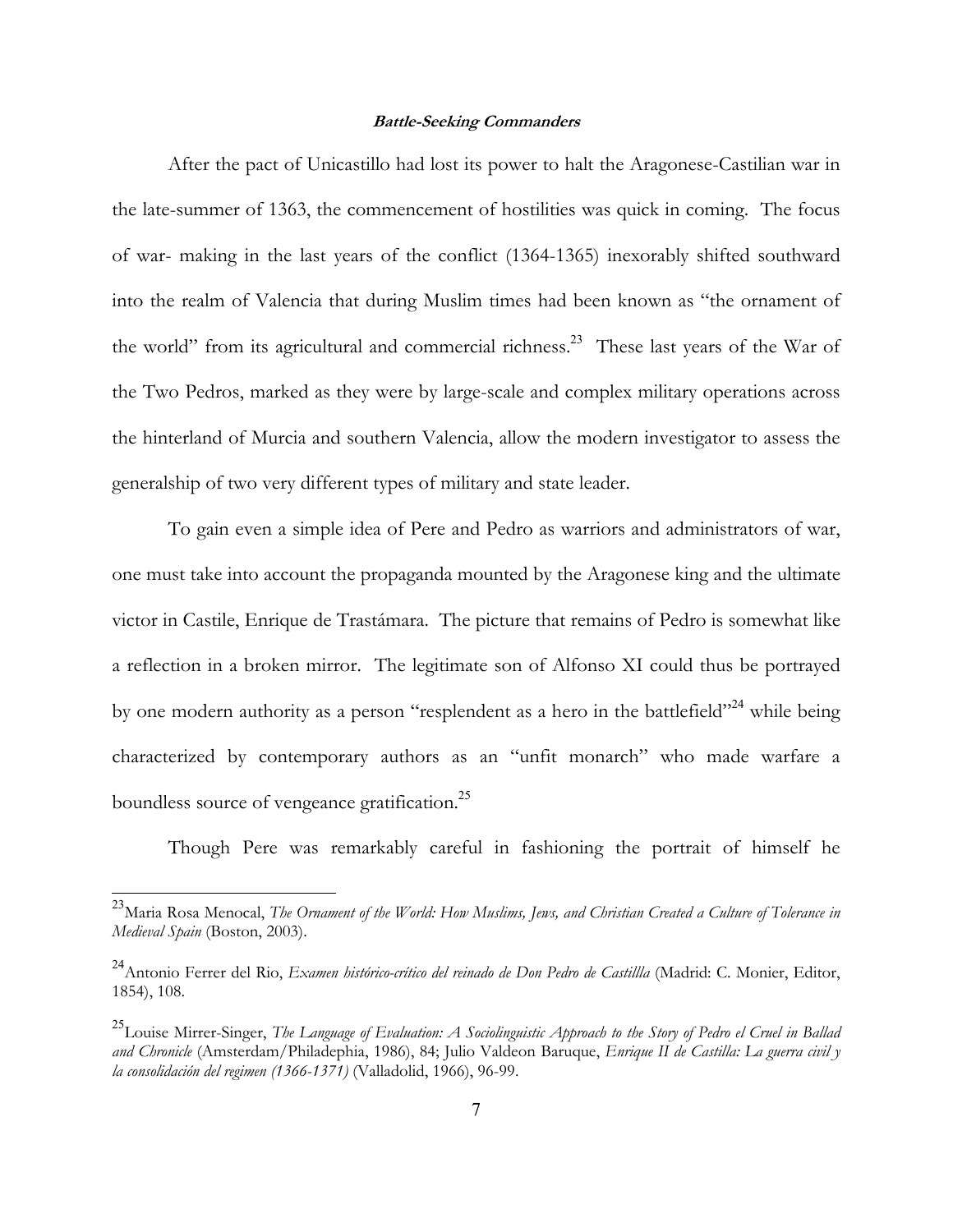### ***Battle-Seeking Commanders***

After the pact of Unicastillo had lost its power to halt the Aragonese-Castilian war in the late-summer of 1363, the commencement of hostilities was quick in coming. The focus of war- making in the last years of the conflict (1364-1365) inexorably shifted southward into the realm of Valencia that during Muslim times had been known as "the ornament of the world" from its agricultural and commercial richness.[23] These last years of the War of the Two Pedros, marked as they were by large-scale and complex military operations across the hinterland of Murcia and southern Valencia, allow the modern investigator to assess the generalship of two very different types of military and state leader.

To gain even a simple idea of Pere and Pedro as warriors and administrators of war, one must take into account the propaganda mounted by the Aragonese king and the ultimate victor in Castile, Enrique de Trastámara. The picture that remains of Pedro is somewhat like a reflection in a broken mirror. The legitimate son of Alfonso XI could thus be portrayed by one modern authority as a person "resplendent as a hero in the battlefield"[24] while being characterized by contemporary authors as an "unfit monarch" who made warfare a boundless source of vengeance gratification.[25]

Though Pere was remarkably careful in fashioning the portrait of himself he

---

[23]Maria Rosa Menocal, *The Ornament of the World: How Muslims, Jews, and Christian Created a Culture of Tolerance in Medieval Spain* (Boston, 2003).

[24]Antonio Ferrer del Rio, *Examen histórico-crítico del reinado de Don Pedro de Castillla* (Madrid: C. Monier, Editor, 1854), 108.

[25]Louise Mirrer-Singer, *The Language of Evaluation: A Sociolinguistic Approach to the Story of Pedro el Cruel in Ballad and Chronicle* (Amsterdam/Philadephia, 1986), 84; Julio Valdeon Baruque, *Enrique II de Castilla: La guerra civil y la consolidación del regimen (1366-1371)* (Valladolid, 1966), 96-99.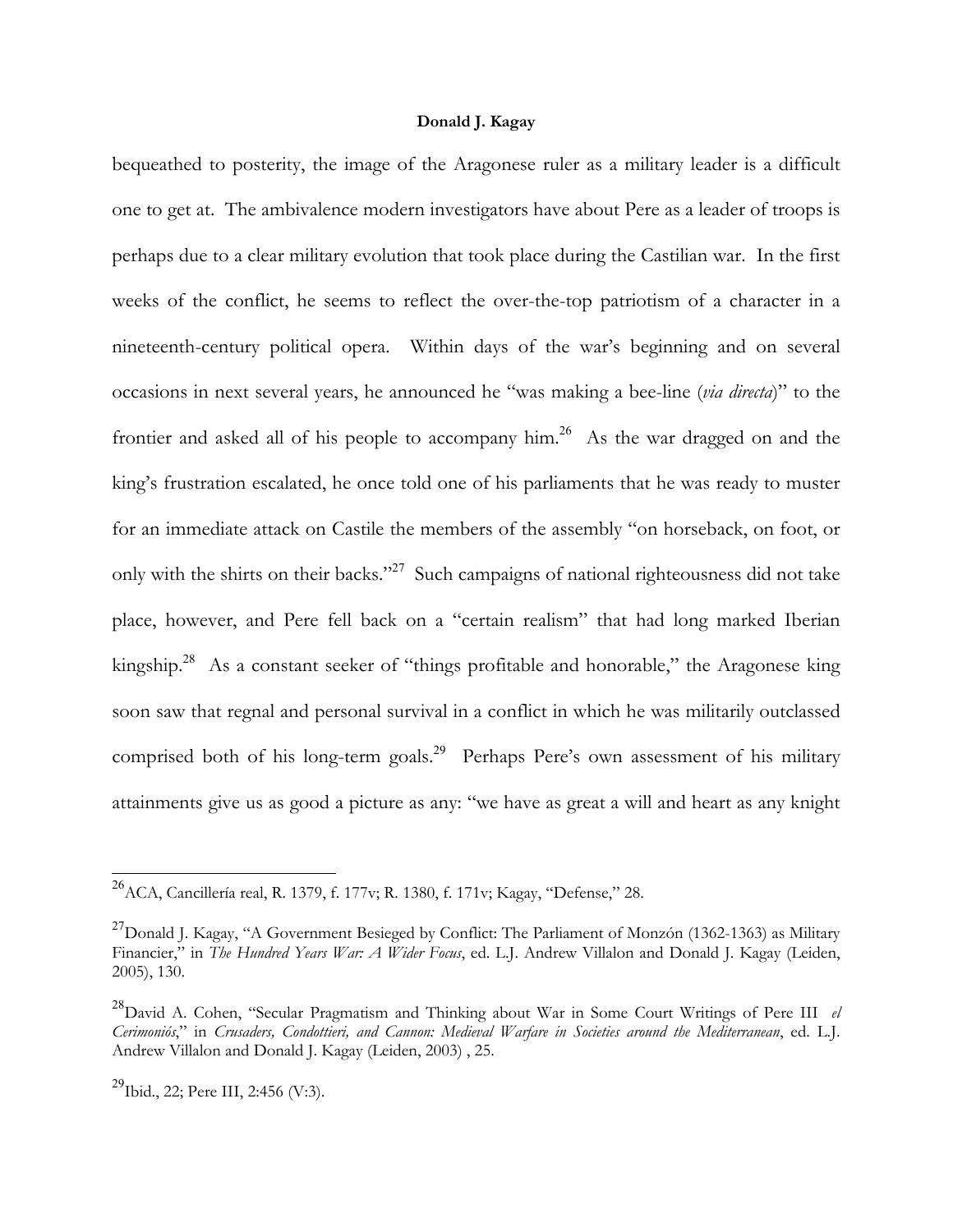bequeathed to posterity, the image of the Aragonese ruler as a military leader is a difficult one to get at. The ambivalence modern investigators have about Pere as a leader of troops is perhaps due to a clear military evolution that took place during the Castilian war. In the first weeks of the conflict, he seems to reflect the over-the-top patriotism of a character in a nineteenth-century political opera. Within days of the war's beginning and on several occasions in next several years, he announced he "was making a bee-line (*via directa*)" to the frontier and asked all of his people to accompany him.[26] As the war dragged on and the king's frustration escalated, he once told one of his parliaments that he was ready to muster for an immediate attack on Castile the members of the assembly "on horseback, on foot, or only with the shirts on their backs."[27] Such campaigns of national righteousness did not take place, however, and Pere fell back on a "certain realism" that had long marked Iberian kingship.[28] As a constant seeker of "things profitable and honorable," the Aragonese king soon saw that regnal and personal survival in a conflict in which he was militarily outclassed comprised both of his long-term goals.[29] Perhaps Pere's own assessment of his military attainments give us as good a picture as any: "we have as great a will and heart as any knight

---

[26]ACA, Cancillería real, R. 1379, f. 177v; R. 1380, f. 171v; Kagay, "Defense," 28.

[27]Donald J. Kagay, "A Government Besieged by Conflict: The Parliament of Monzón (1362-1363) as Military Financier," in *The Hundred Years War: A Wider Focus*, ed. L.J. Andrew Villalon and Donald J. Kagay (Leiden, 2005), 130.

[28]David A. Cohen, "Secular Pragmatism and Thinking about War in Some Court Writings of Pere III *el Cerimoniós*," in *Crusaders, Condottieri, and Cannon: Medieval Warfare in Societies around the Mediterranean*, ed. L.J. Andrew Villalon and Donald J. Kagay (Leiden, 2003) , 25.

[29]Ibid., 22; Pere III, 2:456 (V:3).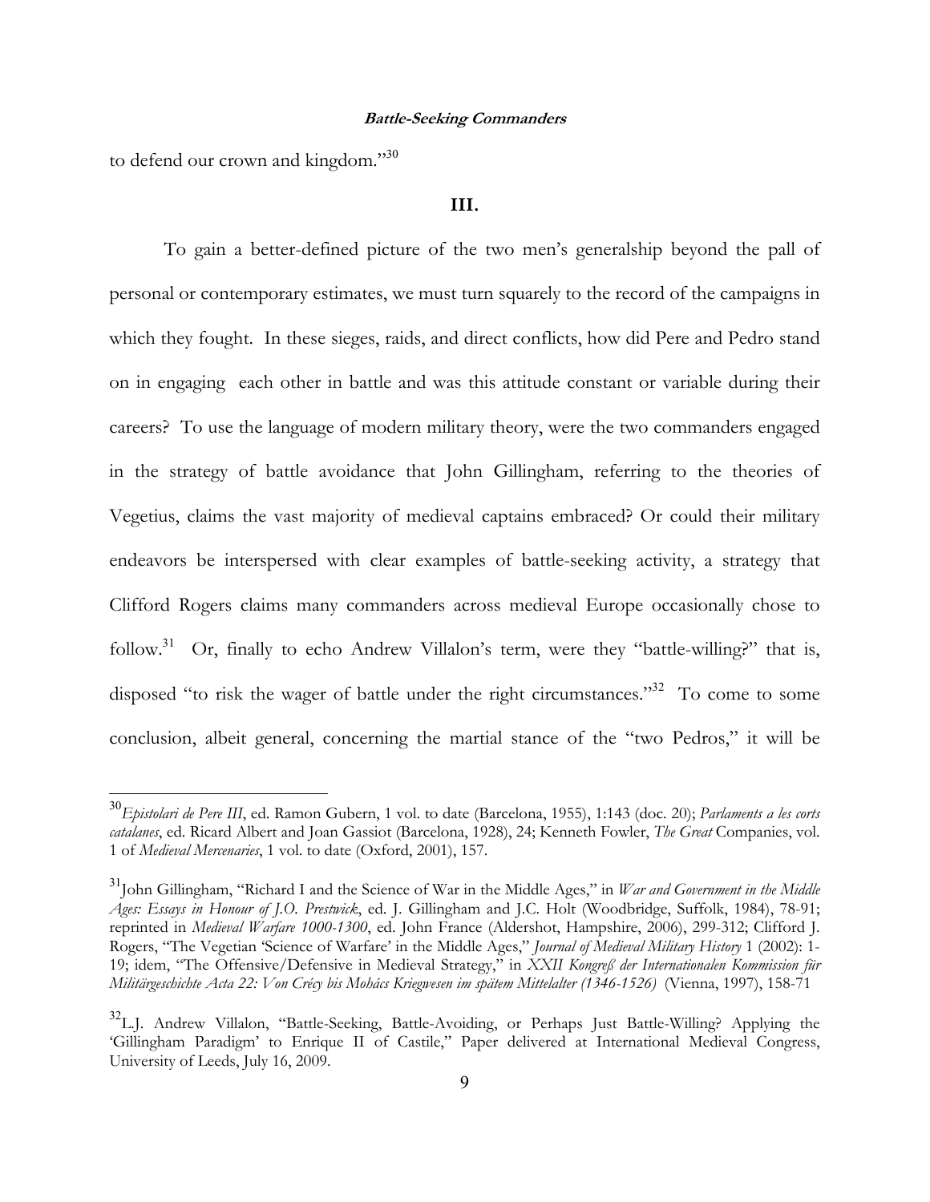to defend our crown and kingdom."[30]

## III.

To gain a better-defined picture of the two men's generalship beyond the pall of personal or contemporary estimates, we must turn squarely to the record of the campaigns in which they fought. In these sieges, raids, and direct conflicts, how did Pere and Pedro stand on in engaging each other in battle and was this attitude constant or variable during their careers? To use the language of modern military theory, were the two commanders engaged in the strategy of battle avoidance that John Gillingham, referring to the theories of Vegetius, claims the vast majority of medieval captains embraced? Or could their military endeavors be interspersed with clear examples of battle-seeking activity, a strategy that Clifford Rogers claims many commanders across medieval Europe occasionally chose to follow.[31] Or, finally to echo Andrew Villalon's term, were they "battle-willing?" that is, disposed "to risk the wager of battle under the right circumstances."[32] To come to some conclusion, albeit general, concerning the martial stance of the "two Pedros," it will be

---

[30] *Epistolari de Pere III*, ed. Ramon Gubern, 1 vol. to date (Barcelona, 1955), 1:143 (doc. 20); *Parlaments a les corts catalanes*, ed. Ricard Albert and Joan Gassiot (Barcelona, 1928), 24; Kenneth Fowler, *The Great* Companies, vol. 1 of *Medieval Mercenaries*, 1 vol. to date (Oxford, 2001), 157.

[31] John Gillingham, "Richard I and the Science of War in the Middle Ages," in *War and Government in the Middle Ages: Essays in Honour of J.O. Prestwick*, ed. J. Gillingham and J.C. Holt (Woodbridge, Suffolk, 1984), 78-91; reprinted in *Medieval Warfare 1000-1300*, ed. John France (Aldershot, Hampshire, 2006), 299-312; Clifford J. Rogers, "The Vegetian 'Science of Warfare' in the Middle Ages," *Journal of Medieval Military History* 1 (2002): 1-19; idem, "The Offensive/Defensive in Medieval Strategy," in *XXII Kongreß der Internationalen Kommission für Militärgeschichte Acta 22: Von Crécy bis Mohács Kriegwesen im spätem Mittelalter (1346-1526)* (Vienna, 1997), 158-71

[32] L.J. Andrew Villalon, "Battle-Seeking, Battle-Avoiding, or Perhaps Just Battle-Willing? Applying the 'Gillingham Paradigm' to Enrique II of Castile," Paper delivered at International Medieval Congress, University of Leeds, July 16, 2009.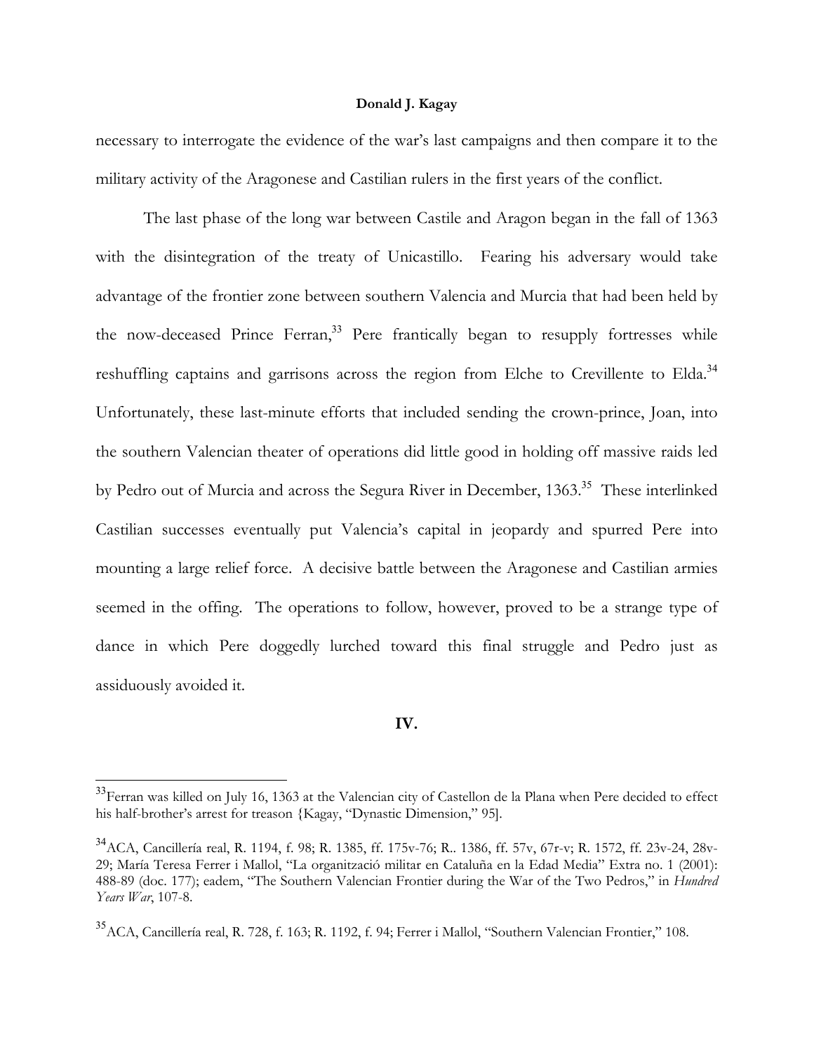necessary to interrogate the evidence of the war's last campaigns and then compare it to the military activity of the Aragonese and Castilian rulers in the first years of the conflict.

The last phase of the long war between Castile and Aragon began in the fall of 1363 with the disintegration of the treaty of Unicastillo. Fearing his adversary would take advantage of the frontier zone between southern Valencia and Murcia that had been held by the now-deceased Prince Ferran,[33] Pere frantically began to resupply fortresses while reshuffling captains and garrisons across the region from Elche to Crevillente to Elda.[34] Unfortunately, these last-minute efforts that included sending the crown-prince, Joan, into the southern Valencian theater of operations did little good in holding off massive raids led by Pedro out of Murcia and across the Segura River in December, 1363.[35] These interlinked Castilian successes eventually put Valencia's capital in jeopardy and spurred Pere into mounting a large relief force. A decisive battle between the Aragonese and Castilian armies seemed in the offing. The operations to follow, however, proved to be a strange type of dance in which Pere doggedly lurched toward this final struggle and Pedro just as assiduously avoided it.

## IV.

---

[33] Ferran was killed on July 16, 1363 at the Valencian city of Castellon de la Plana when Pere decided to effect his half-brother's arrest for treason {Kagay, "Dynastic Dimension," 95].

[34] ACA, Cancillería real, R. 1194, f. 98; R. 1385, ff. 175v-76; R.. 1386, ff. 57v, 67r-v; R. 1572, ff. 23v-24, 28v-29; María Teresa Ferrer i Mallol, "La organització militar en Cataluña en la Edad Media" Extra no. 1 (2001): 488-89 (doc. 177); eadem, "The Southern Valencian Frontier during the War of the Two Pedros," in *Hundred Years War*, 107-8.

[35] ACA, Cancillería real, R. 728, f. 163; R. 1192, f. 94; Ferrer i Mallol, "Southern Valencian Frontier," 108.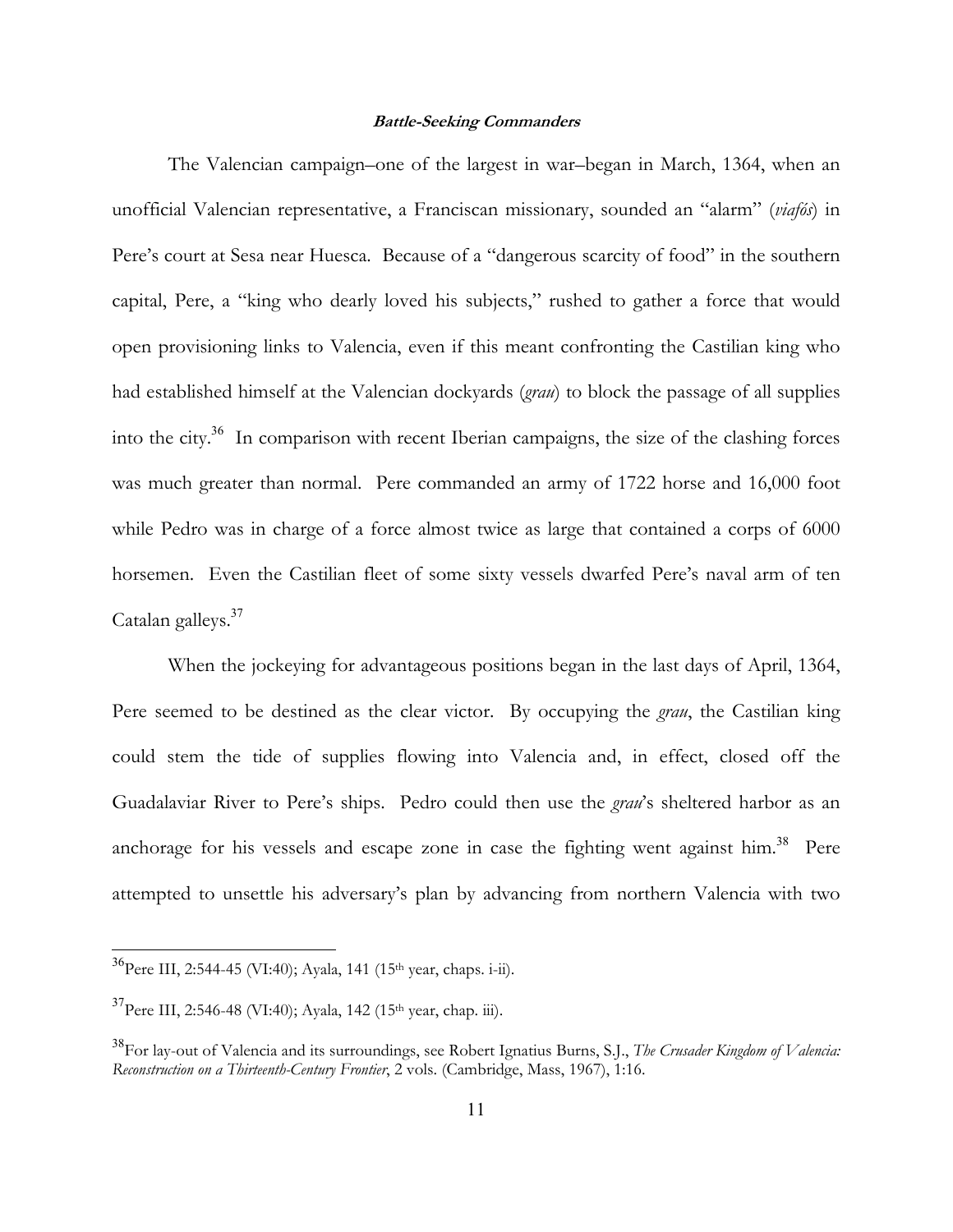### ***Battle-Seeking Commanders***

The Valencian campaign–one of the largest in war–began in March, 1364, when an unofficial Valencian representative, a Franciscan missionary, sounded an "alarm" (*viafós*) in Pere's court at Sesa near Huesca. Because of a "dangerous scarcity of food" in the southern capital, Pere, a "king who dearly loved his subjects," rushed to gather a force that would open provisioning links to Valencia, even if this meant confronting the Castilian king who had established himself at the Valencian dockyards (*grau*) to block the passage of all supplies into the city.[36] In comparison with recent Iberian campaigns, the size of the clashing forces was much greater than normal. Pere commanded an army of 1722 horse and 16,000 foot while Pedro was in charge of a force almost twice as large that contained a corps of 6000 horsemen. Even the Castilian fleet of some sixty vessels dwarfed Pere's naval arm of ten Catalan galleys.[37]

When the jockeying for advantageous positions began in the last days of April, 1364, Pere seemed to be destined as the clear victor. By occupying the *grau*, the Castilian king could stem the tide of supplies flowing into Valencia and, in effect, closed off the Guadalaviar River to Pere's ships. Pedro could then use the *grau*'s sheltered harbor as an anchorage for his vessels and escape zone in case the fighting went against him.[38] Pere attempted to unsettle his adversary's plan by advancing from northern Valencia with two

---

[36] Pere III, 2:544-45 (VI:40); Ayala, 141 (15th year, chaps. i-ii).

[37] Pere III, 2:546-48 (VI:40); Ayala, 142 (15th year, chap. iii).

[38] For lay-out of Valencia and its surroundings, see Robert Ignatius Burns, S.J., *The Crusader Kingdom of Valencia: Reconstruction on a Thirteenth-Century Frontier*, 2 vols. (Cambridge, Mass, 1967), 1:16.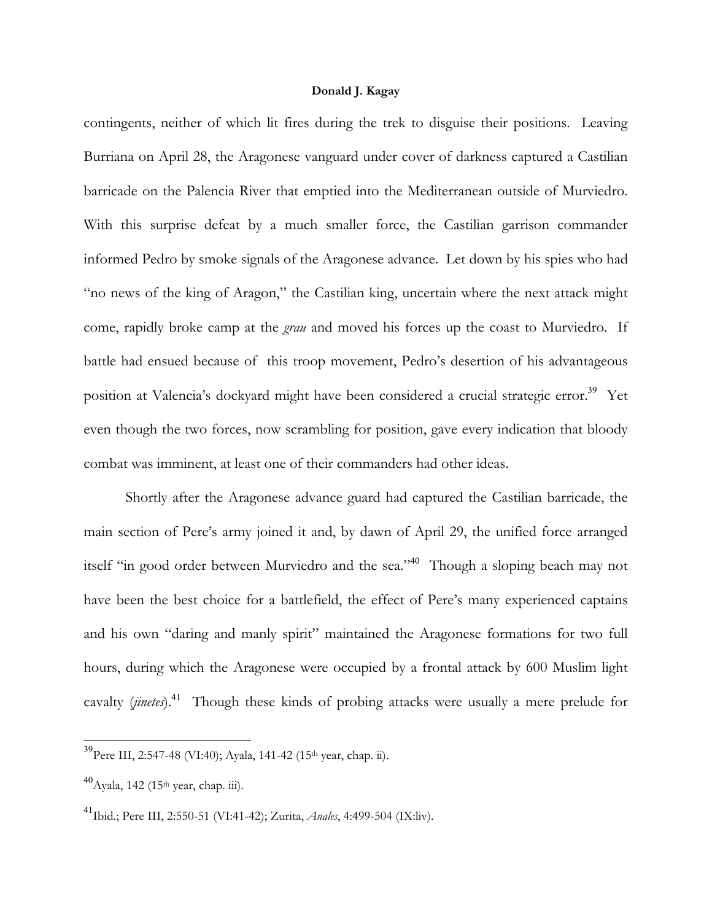contingents, neither of which lit fires during the trek to disguise their positions. Leaving Burriana on April 28, the Aragonese vanguard under cover of darkness captured a Castilian barricade on the Palencia River that emptied into the Mediterranean outside of Murviedro. With this surprise defeat by a much smaller force, the Castilian garrison commander informed Pedro by smoke signals of the Aragonese advance. Let down by his spies who had "no news of the king of Aragon," the Castilian king, uncertain where the next attack might come, rapidly broke camp at the *grau* and moved his forces up the coast to Murviedro. If battle had ensued because of this troop movement, Pedro's desertion of his advantageous position at Valencia's dockyard might have been considered a crucial strategic error.[39] Yet even though the two forces, now scrambling for position, gave every indication that bloody combat was imminent, at least one of their commanders had other ideas.

Shortly after the Aragonese advance guard had captured the Castilian barricade, the main section of Pere's army joined it and, by dawn of April 29, the unified force arranged itself "in good order between Murviedro and the sea."[40] Though a sloping beach may not have been the best choice for a battlefield, the effect of Pere's many experienced captains and his own "daring and manly spirit" maintained the Aragonese formations for two full hours, during which the Aragonese were occupied by a frontal attack by 600 Muslim light cavalty (*jinetes*).[41] Though these kinds of probing attacks were usually a mere prelude for

---

[39] Pere III, 2:547-48 (VI:40); Ayala, 141-42 (15th year, chap. ii).

[40] Ayala, 142 (15th year, chap. iii).

[41] Ibid.; Pere III, 2:550-51 (VI:41-42); Zurita, *Anales*, 4:499-504 (IX:liv).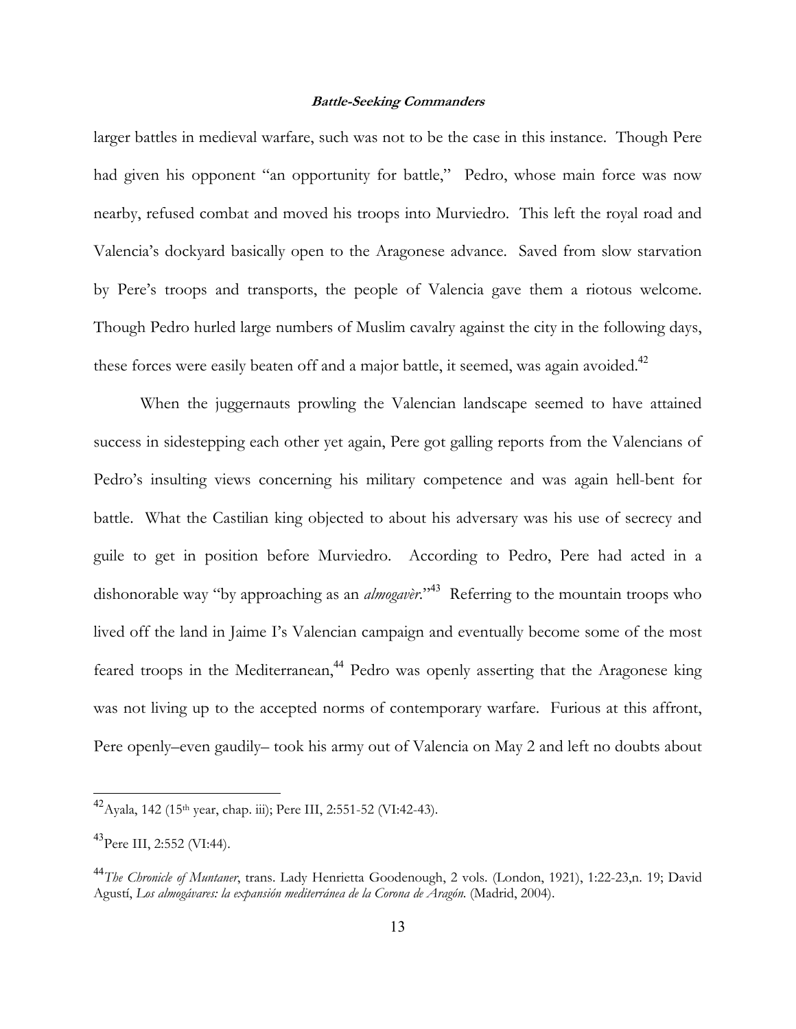larger battles in medieval warfare, such was not to be the case in this instance. Though Pere had given his opponent "an opportunity for battle," Pedro, whose main force was now nearby, refused combat and moved his troops into Murviedro. This left the royal road and Valencia's dockyard basically open to the Aragonese advance. Saved from slow starvation by Pere's troops and transports, the people of Valencia gave them a riotous welcome. Though Pedro hurled large numbers of Muslim cavalry against the city in the following days, these forces were easily beaten off and a major battle, it seemed, was again avoided.[42]

When the juggernauts prowling the Valencian landscape seemed to have attained success in sidestepping each other yet again, Pere got galling reports from the Valencians of Pedro's insulting views concerning his military competence and was again hell-bent for battle. What the Castilian king objected to about his adversary was his use of secrecy and guile to get in position before Murviedro. According to Pedro, Pere had acted in a dishonorable way "by approaching as an *almogavèr*."[43] Referring to the mountain troops who lived off the land in Jaime I's Valencian campaign and eventually become some of the most feared troops in the Mediterranean,[44] Pedro was openly asserting that the Aragonese king was not living up to the accepted norms of contemporary warfare. Furious at this affront, Pere openly–even gaudily– took his army out of Valencia on May 2 and left no doubts about

---

[42] Ayala, 142 (15th year, chap. iii); Pere III, 2:551-52 (VI:42-43).

[43] Pere III, 2:552 (VI:44).

[44] *The Chronicle of Muntaner*, trans. Lady Henrietta Goodenough, 2 vols. (London, 1921), 1:22-23,n. 19; David Agustí, *Los almogávares: la expansión mediterránea de la Corona de Aragón.* (Madrid, 2004).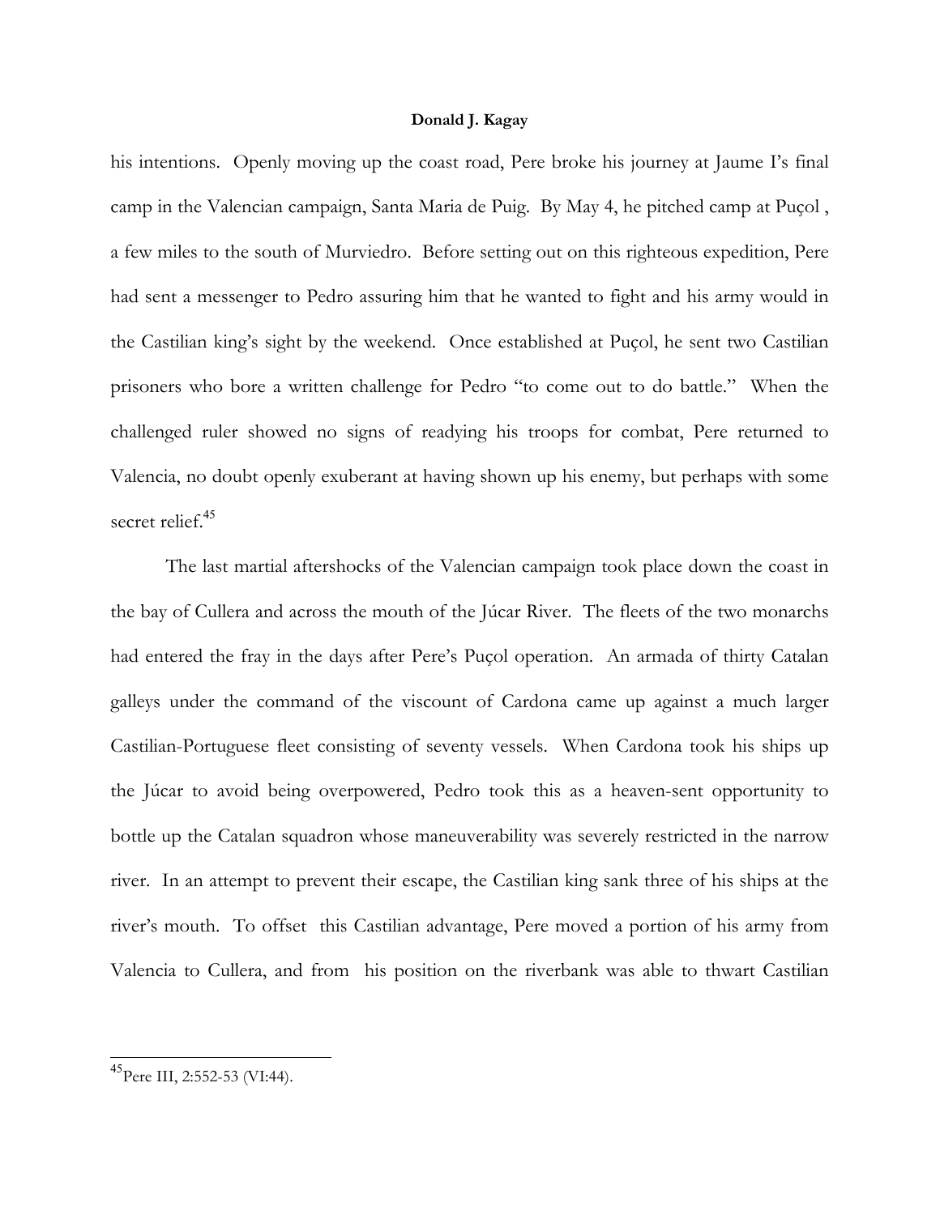his intentions. Openly moving up the coast road, Pere broke his journey at Jaume I's final camp in the Valencian campaign, Santa Maria de Puig. By May 4, he pitched camp at Puçol , a few miles to the south of Murviedro. Before setting out on this righteous expedition, Pere had sent a messenger to Pedro assuring him that he wanted to fight and his army would in the Castilian king's sight by the weekend. Once established at Puçol, he sent two Castilian prisoners who bore a written challenge for Pedro "to come out to do battle." When the challenged ruler showed no signs of readying his troops for combat, Pere returned to Valencia, no doubt openly exuberant at having shown up his enemy, but perhaps with some secret relief.[45]

The last martial aftershocks of the Valencian campaign took place down the coast in the bay of Cullera and across the mouth of the Júcar River. The fleets of the two monarchs had entered the fray in the days after Pere's Puçol operation. An armada of thirty Catalan galleys under the command of the viscount of Cardona came up against a much larger Castilian-Portuguese fleet consisting of seventy vessels. When Cardona took his ships up the Júcar to avoid being overpowered, Pedro took this as a heaven-sent opportunity to bottle up the Catalan squadron whose maneuverability was severely restricted in the narrow river. In an attempt to prevent their escape, the Castilian king sank three of his ships at the river's mouth. To offset this Castilian advantage, Pere moved a portion of his army from Valencia to Cullera, and from his position on the riverbank was able to thwart Castilian

[45] Pere III, 2:552-53 (VI:44).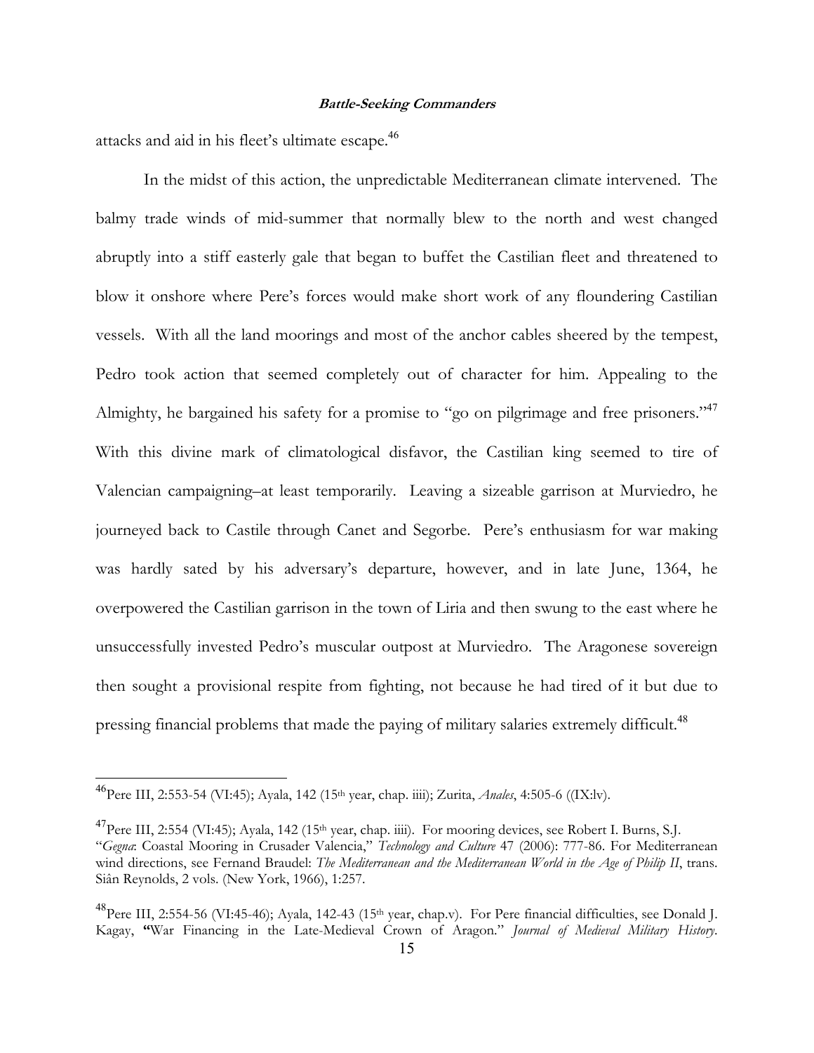attacks and aid in his fleet's ultimate escape.[46]

In the midst of this action, the unpredictable Mediterranean climate intervened. The balmy trade winds of mid-summer that normally blew to the north and west changed abruptly into a stiff easterly gale that began to buffet the Castilian fleet and threatened to blow it onshore where Pere's forces would make short work of any floundering Castilian vessels. With all the land moorings and most of the anchor cables sheered by the tempest, Pedro took action that seemed completely out of character for him. Appealing to the Almighty, he bargained his safety for a promise to "go on pilgrimage and free prisoners."[47] With this divine mark of climatological disfavor, the Castilian king seemed to tire of Valencian campaigning–at least temporarily. Leaving a sizeable garrison at Murviedro, he journeyed back to Castile through Canet and Segorbe. Pere's enthusiasm for war making was hardly sated by his adversary's departure, however, and in late June, 1364, he overpowered the Castilian garrison in the town of Liria and then swung to the east where he unsuccessfully invested Pedro's muscular outpost at Murviedro. The Aragonese sovereign then sought a provisional respite from fighting, not because he had tired of it but due to pressing financial problems that made the paying of military salaries extremely difficult.[48]

---

[46] Pere III, 2:553-54 (VI:45); Ayala, 142 (15th year, chap. iiii); Zurita, *Anales*, 4:505-6 ((IX:lv).

[47] Pere III, 2:554 (VI:45); Ayala, 142 (15th year, chap. iiii). For mooring devices, see Robert I. Burns, S.J. "*Gegna*: Coastal Mooring in Crusader Valencia," *Technology and Culture* 47 (2006): 777-86. For Mediterranean wind directions, see Fernand Braudel: *The Mediterranean and the Mediterranean World in the Age of Philip II*, trans. Siân Reynolds, 2 vols. (New York, 1966), 1:257.

[48] Pere III, 2:554-56 (VI:45-46); Ayala, 142-43 (15th year, chap.v). For Pere financial difficulties, see Donald J. Kagay, **"**War Financing in the Late-Medieval Crown of Aragon." *Journal of Medieval Military History*.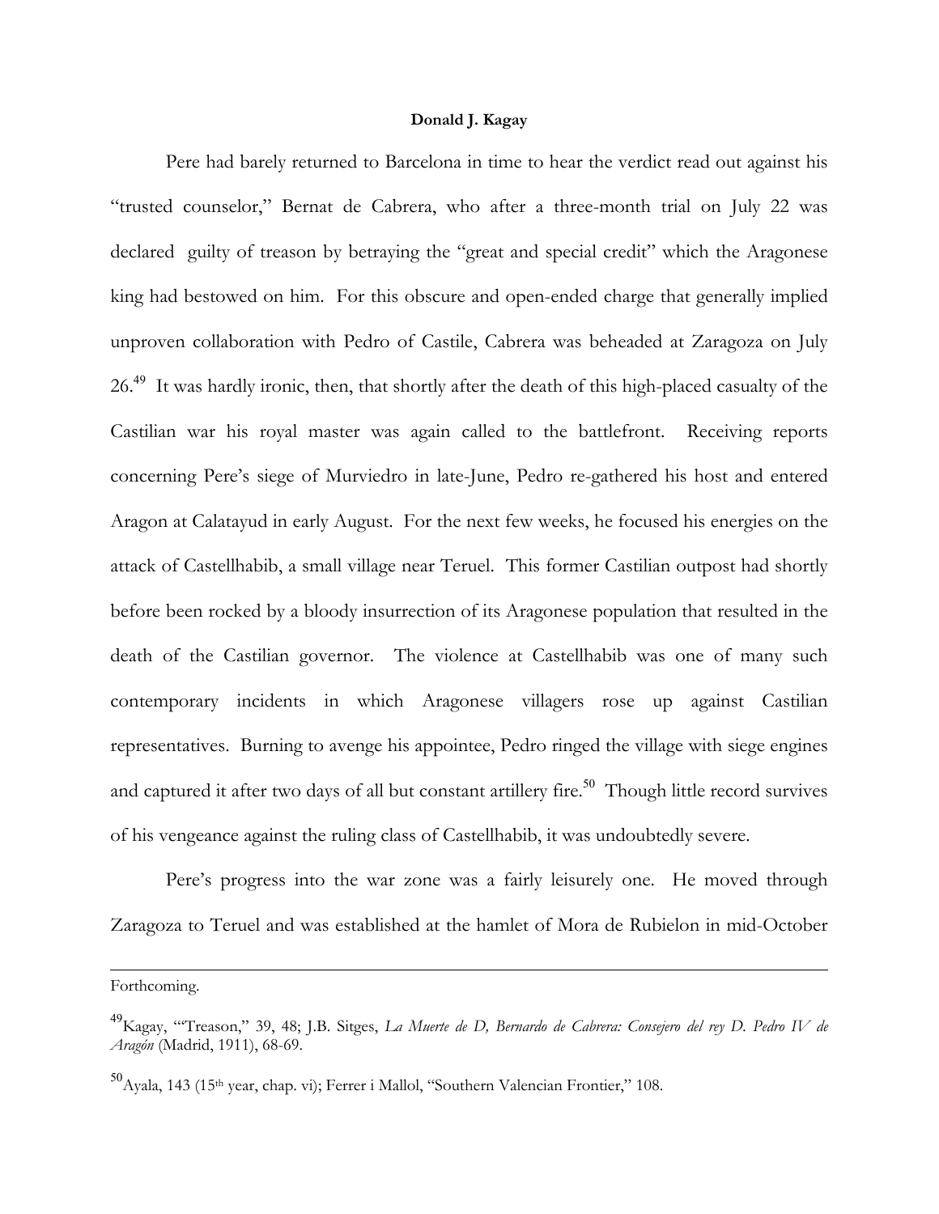Pere had barely returned to Barcelona in time to hear the verdict read out against his "trusted counselor," Bernat de Cabrera, who after a three-month trial on July 22 was declared guilty of treason by betraying the "great and special credit" which the Aragonese king had bestowed on him. For this obscure and open-ended charge that generally implied unproven collaboration with Pedro of Castile, Cabrera was beheaded at Zaragoza on July 26.[49] It was hardly ironic, then, that shortly after the death of this high-placed casualty of the Castilian war his royal master was again called to the battlefront. Receiving reports concerning Pere's siege of Murviedro in late-June, Pedro re-gathered his host and entered Aragon at Calatayud in early August. For the next few weeks, he focused his energies on the attack of Castellhabib, a small village near Teruel. This former Castilian outpost had shortly before been rocked by a bloody insurrection of its Aragonese population that resulted in the death of the Castilian governor. The violence at Castellhabib was one of many such contemporary incidents in which Aragonese villagers rose up against Castilian representatives. Burning to avenge his appointee, Pedro ringed the village with siege engines and captured it after two days of all but constant artillery fire.[50] Though little record survives of his vengeance against the ruling class of Castellhabib, it was undoubtedly severe.

Pere's progress into the war zone was a fairly leisurely one. He moved through Zaragoza to Teruel and was established at the hamlet of Mora de Rubielon in mid-October

---

Forthcoming.

[49]Kagay, "'Treason," 39, 48; J.B. Sitges, *La Muerte de D, Bernardo de Cabrera: Consejero del rey D. Pedro IV de Aragón* (Madrid, 1911), 68-69.

[50]Ayala, 143 (15th year, chap. vi); Ferrer i Mallol, "Southern Valencian Frontier," 108.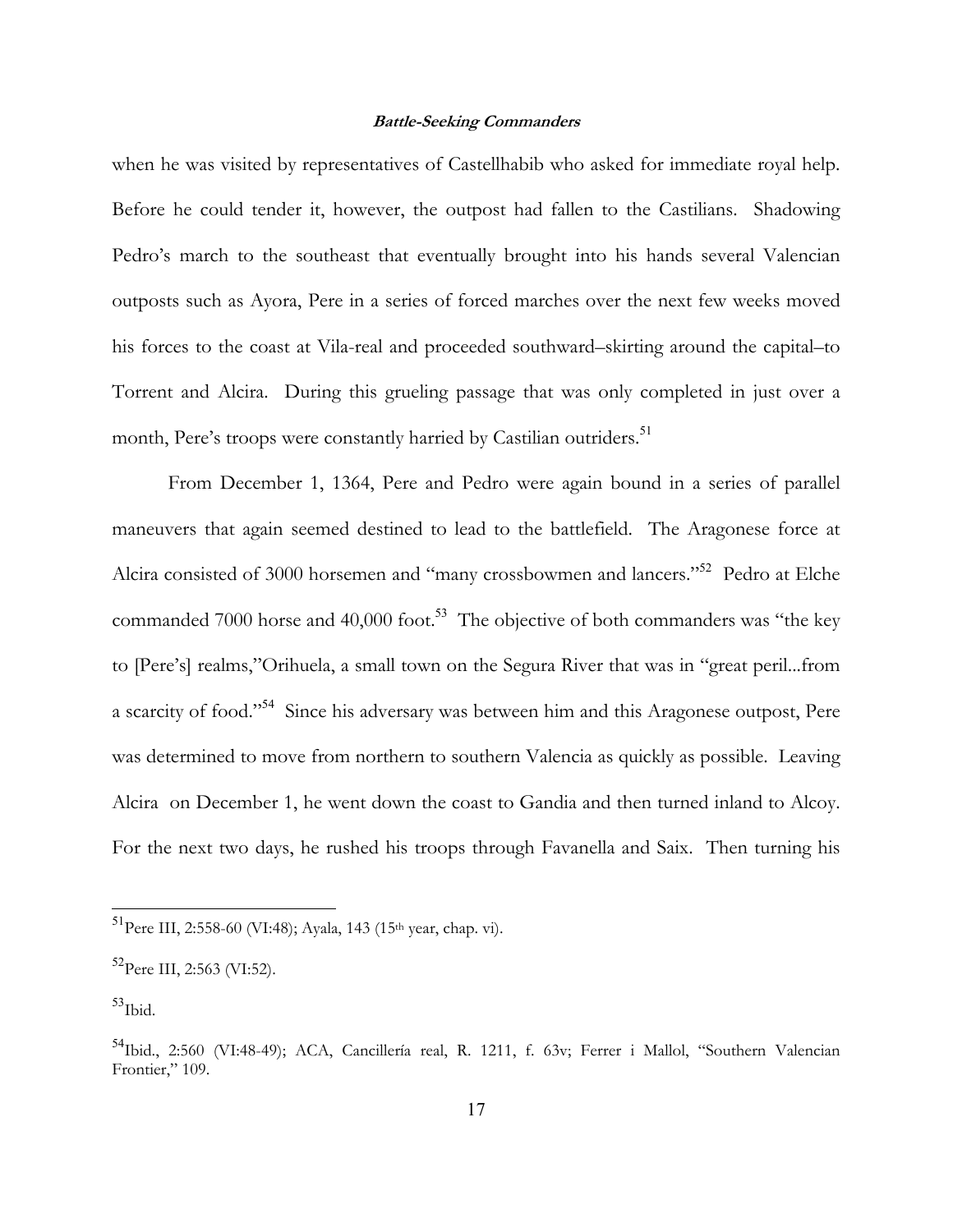when he was visited by representatives of Castellhabib who asked for immediate royal help. Before he could tender it, however, the outpost had fallen to the Castilians. Shadowing Pedro's march to the southeast that eventually brought into his hands several Valencian outposts such as Ayora, Pere in a series of forced marches over the next few weeks moved his forces to the coast at Vila-real and proceeded southward–skirting around the capital–to Torrent and Alcira. During this grueling passage that was only completed in just over a month, Pere's troops were constantly harried by Castilian outriders.[51]

From December 1, 1364, Pere and Pedro were again bound in a series of parallel maneuvers that again seemed destined to lead to the battlefield. The Aragonese force at Alcira consisted of 3000 horsemen and "many crossbowmen and lancers."[52] Pedro at Elche commanded 7000 horse and 40,000 foot.[53] The objective of both commanders was "the key to [Pere's] realms,"Orihuela, a small town on the Segura River that was in "great peril...from a scarcity of food."[54] Since his adversary was between him and this Aragonese outpost, Pere was determined to move from northern to southern Valencia as quickly as possible. Leaving Alcira on December 1, he went down the coast to Gandia and then turned inland to Alcoy. For the next two days, he rushed his troops through Favanella and Saix. Then turning his

---

[51] Pere III, 2:558-60 (VI:48); Ayala, 143 (15th year, chap. vi).

[52] Pere III, 2:563 (VI:52).

[53] Ibid.

[54] Ibid., 2:560 (VI:48-49); ACA, Cancillería real, R. 1211, f. 63v; Ferrer i Mallol, "Southern Valencian Frontier," 109.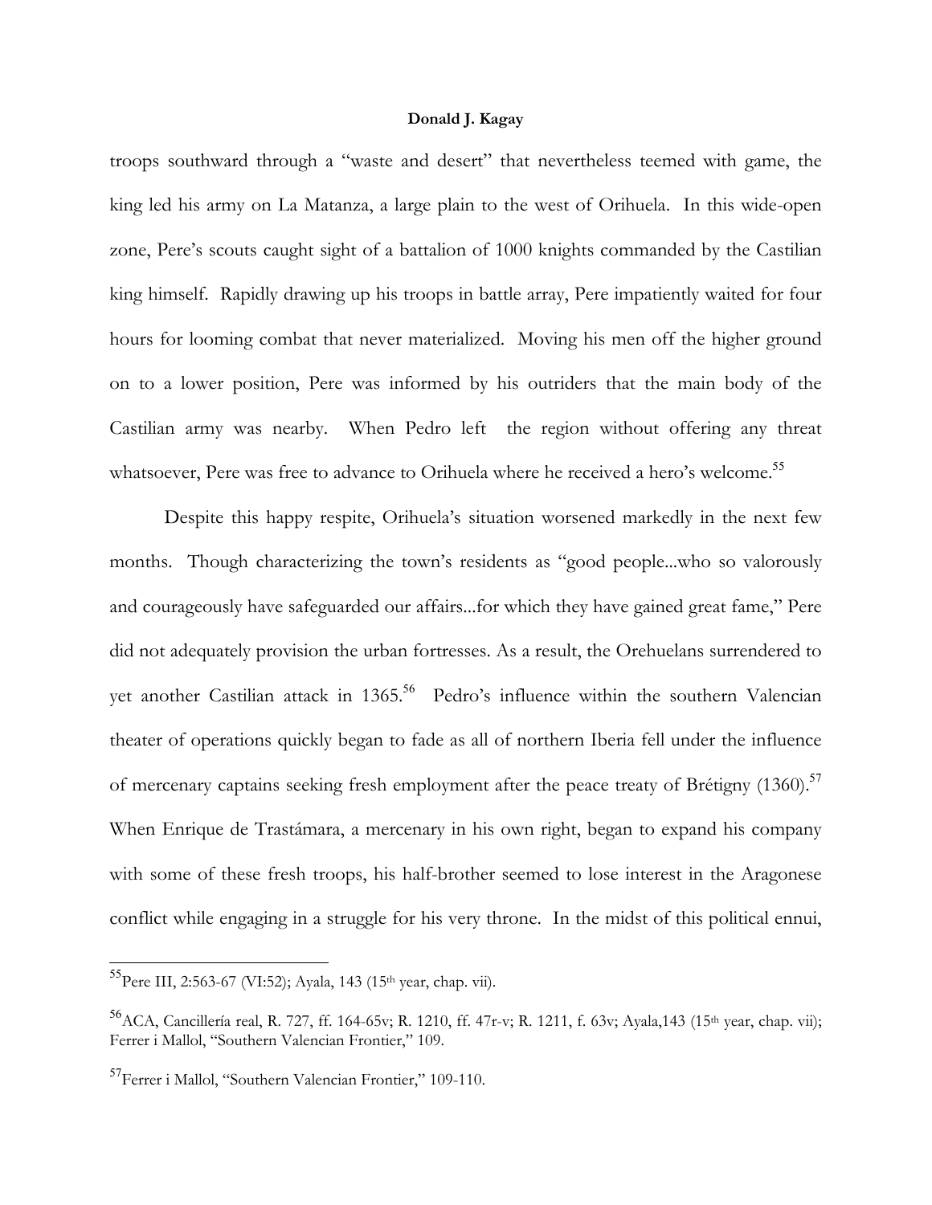troops southward through a "waste and desert" that nevertheless teemed with game, the king led his army on La Matanza, a large plain to the west of Orihuela. In this wide-open zone, Pere's scouts caught sight of a battalion of 1000 knights commanded by the Castilian king himself. Rapidly drawing up his troops in battle array, Pere impatiently waited for four hours for looming combat that never materialized. Moving his men off the higher ground on to a lower position, Pere was informed by his outriders that the main body of the Castilian army was nearby. When Pedro left the region without offering any threat whatsoever, Pere was free to advance to Orihuela where he received a hero's welcome.[55]

Despite this happy respite, Orihuela's situation worsened markedly in the next few months. Though characterizing the town's residents as "good people...who so valorously and courageously have safeguarded our affairs...for which they have gained great fame," Pere did not adequately provision the urban fortresses. As a result, the Orehuelans surrendered to yet another Castilian attack in 1365.[56] Pedro's influence within the southern Valencian theater of operations quickly began to fade as all of northern Iberia fell under the influence of mercenary captains seeking fresh employment after the peace treaty of Brétigny (1360).[57] When Enrique de Trastámara, a mercenary in his own right, began to expand his company with some of these fresh troops, his half-brother seemed to lose interest in the Aragonese conflict while engaging in a struggle for his very throne. In the midst of this political ennui,

---

[55] Pere III, 2:563-67 (VI:52); Ayala, 143 (15th year, chap. vii).

[56] ACA, Cancillería real, R. 727, ff. 164-65v; R. 1210, ff. 47r-v; R. 1211, f. 63v; Ayala,143 (15th year, chap. vii); Ferrer i Mallol, "Southern Valencian Frontier," 109.

[57] Ferrer i Mallol, "Southern Valencian Frontier," 109-110.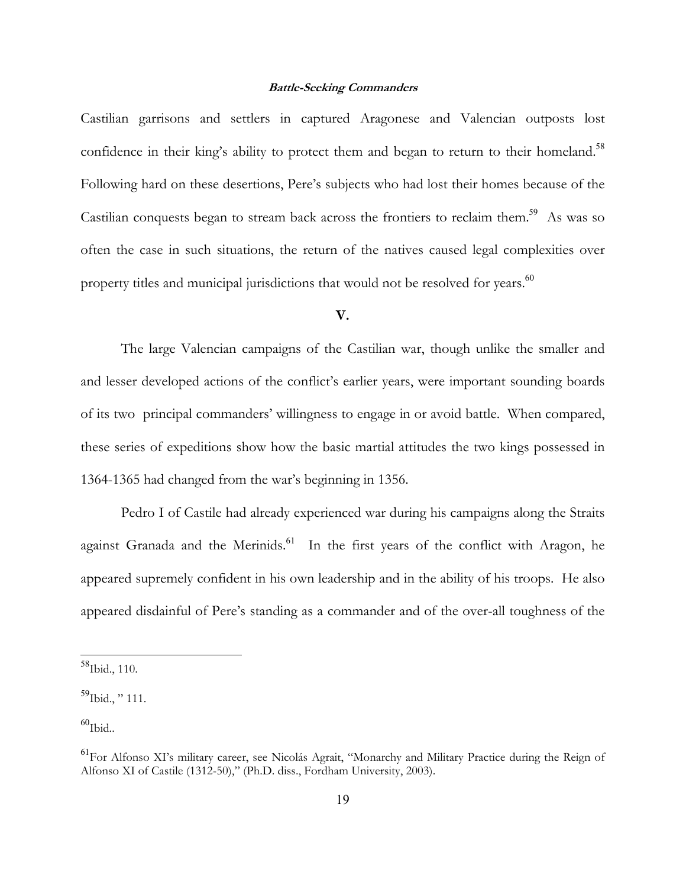Castilian garrisons and settlers in captured Aragonese and Valencian outposts lost confidence in their king's ability to protect them and began to return to their homeland.[58] Following hard on these desertions, Pere's subjects who had lost their homes because of the Castilian conquests began to stream back across the frontiers to reclaim them.[59] As was so often the case in such situations, the return of the natives caused legal complexities over property titles and municipal jurisdictions that would not be resolved for years.[60]

## V.

The large Valencian campaigns of the Castilian war, though unlike the smaller and and lesser developed actions of the conflict's earlier years, were important sounding boards of its two principal commanders' willingness to engage in or avoid battle. When compared, these series of expeditions show how the basic martial attitudes the two kings possessed in 1364-1365 had changed from the war's beginning in 1356.

Pedro I of Castile had already experienced war during his campaigns along the Straits against Granada and the Merinids.[61] In the first years of the conflict with Aragon, he appeared supremely confident in his own leadership and in the ability of his troops. He also appeared disdainful of Pere's standing as a commander and of the over-all toughness of the

---

[58] Ibid., 110.

[59] Ibid., " 111.

[60] Ibid..

[61] For Alfonso XI's military career, see Nicolás Agrait, "Monarchy and Military Practice during the Reign of Alfonso XI of Castile (1312-50)," (Ph.D. diss., Fordham University, 2003).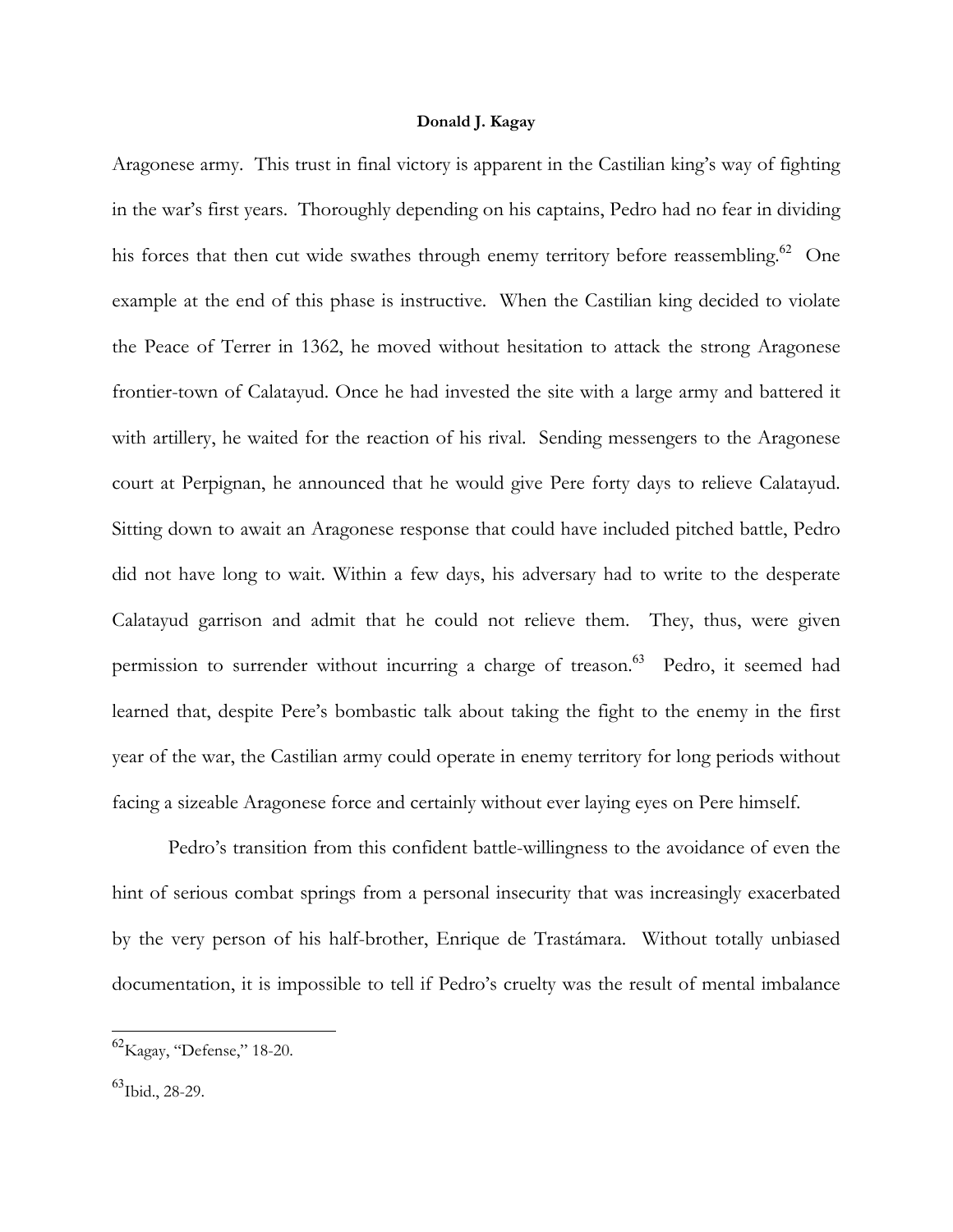Aragonese army. This trust in final victory is apparent in the Castilian king's way of fighting in the war's first years. Thoroughly depending on his captains, Pedro had no fear in dividing his forces that then cut wide swathes through enemy territory before reassembling.[62] One example at the end of this phase is instructive. When the Castilian king decided to violate the Peace of Terrer in 1362, he moved without hesitation to attack the strong Aragonese frontier-town of Calatayud. Once he had invested the site with a large army and battered it with artillery, he waited for the reaction of his rival. Sending messengers to the Aragonese court at Perpignan, he announced that he would give Pere forty days to relieve Calatayud. Sitting down to await an Aragonese response that could have included pitched battle, Pedro did not have long to wait. Within a few days, his adversary had to write to the desperate Calatayud garrison and admit that he could not relieve them. They, thus, were given permission to surrender without incurring a charge of treason.[63] Pedro, it seemed had learned that, despite Pere's bombastic talk about taking the fight to the enemy in the first year of the war, the Castilian army could operate in enemy territory for long periods without facing a sizeable Aragonese force and certainly without ever laying eyes on Pere himself.

Pedro's transition from this confident battle-willingness to the avoidance of even the hint of serious combat springs from a personal insecurity that was increasingly exacerbated by the very person of his half-brother, Enrique de Trastámara. Without totally unbiased documentation, it is impossible to tell if Pedro's cruelty was the result of mental imbalance

---

[62] Kagay, "Defense," 18-20.

[63] Ibid., 28-29.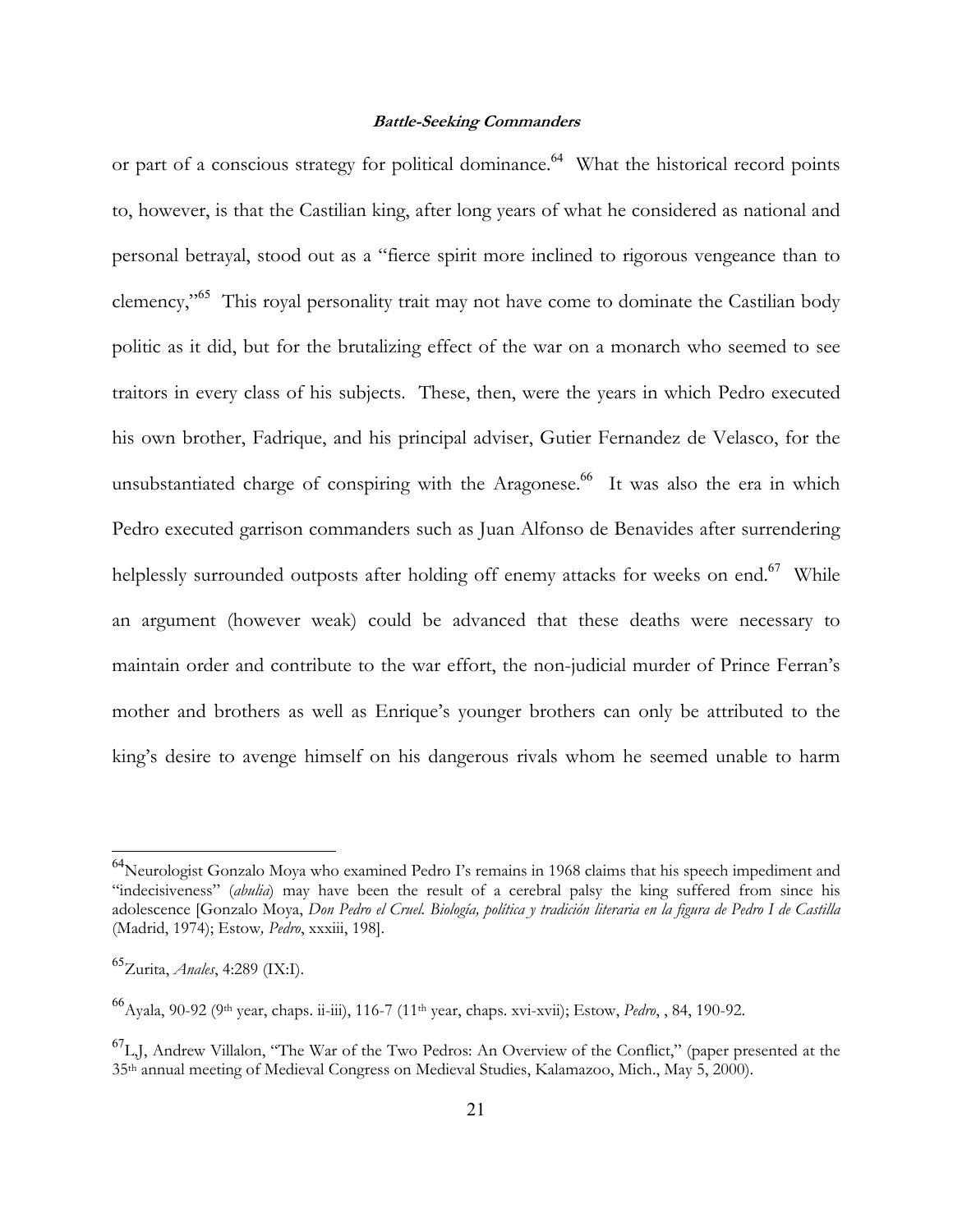or part of a conscious strategy for political dominance.[64] What the historical record points to, however, is that the Castilian king, after long years of what he considered as national and personal betrayal, stood out as a "fierce spirit more inclined to rigorous vengeance than to clemency,"[65] This royal personality trait may not have come to dominate the Castilian body politic as it did, but for the brutalizing effect of the war on a monarch who seemed to see traitors in every class of his subjects. These, then, were the years in which Pedro executed his own brother, Fadrique, and his principal adviser, Gutier Fernandez de Velasco, for the unsubstantiated charge of conspiring with the Aragonese.[66] It was also the era in which Pedro executed garrison commanders such as Juan Alfonso de Benavides after surrendering helplessly surrounded outposts after holding off enemy attacks for weeks on end.[67] While an argument (however weak) could be advanced that these deaths were necessary to maintain order and contribute to the war effort, the non-judicial murder of Prince Ferran's mother and brothers as well as Enrique's younger brothers can only be attributed to the king's desire to avenge himself on his dangerous rivals whom he seemed unable to harm

---

[64] Neurologist Gonzalo Moya who examined Pedro I's remains in 1968 claims that his speech impediment and "indecisiveness" (*abulia*) may have been the result of a cerebral palsy the king suffered from since his adolescence [Gonzalo Moya, *Don Pedro el Cruel. Biología, política y tradición literaria en la figura de Pedro I de Castilla* (Madrid, 1974); Estow*, Pedro*, xxxiii, 198].

[65] Zurita, *Anales*, 4:289 (IX:I).

[66] Ayala, 90-92 (9th year, chaps. ii-iii), 116-7 (11th year, chaps. xvi-xvii); Estow, *Pedro*, , 84, 190-92.

[67] L,J, Andrew Villalon, "The War of the Two Pedros: An Overview of the Conflict," (paper presented at the 35th annual meeting of Medieval Congress on Medieval Studies, Kalamazoo, Mich., May 5, 2000).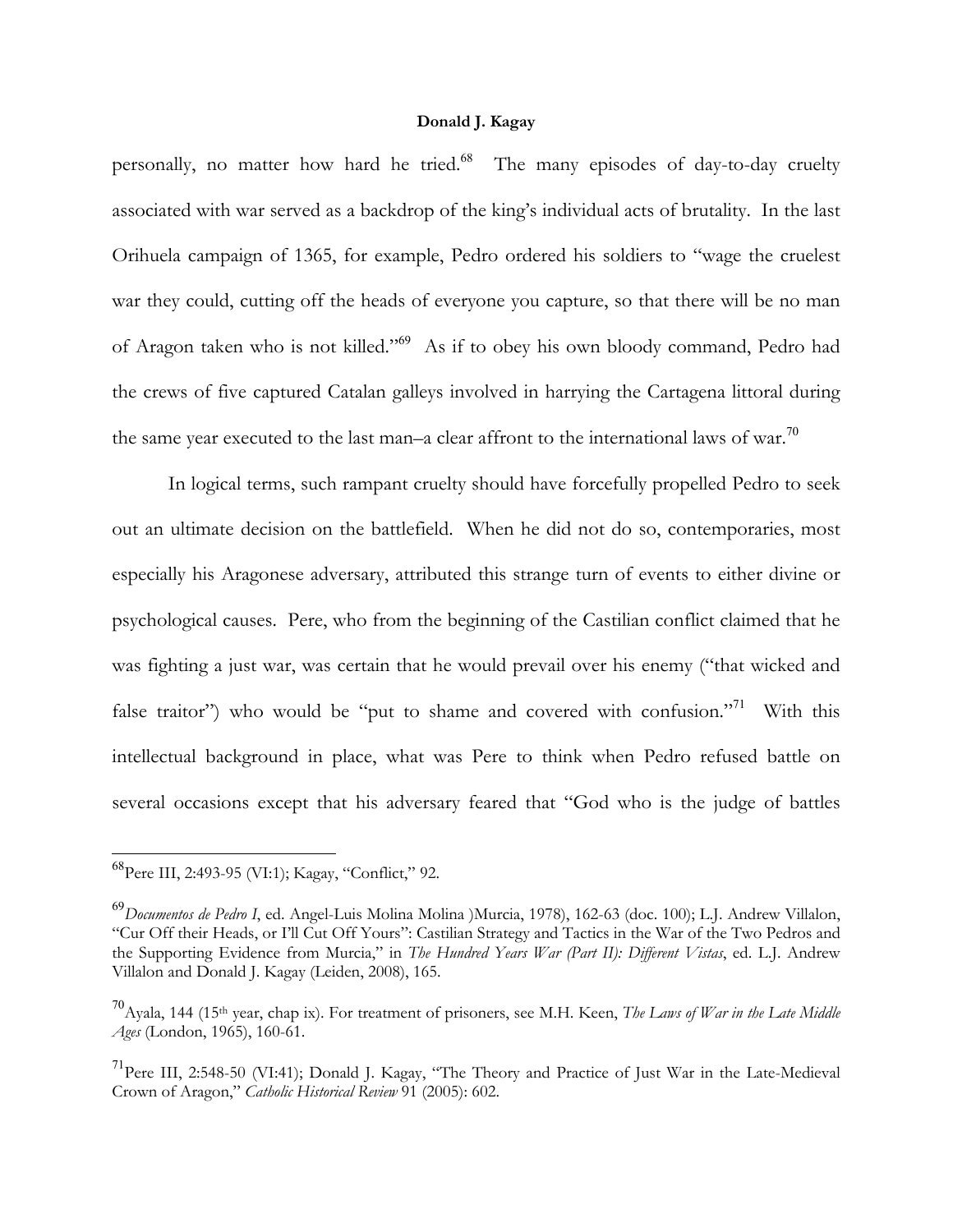personally, no matter how hard he tried.[68] The many episodes of day-to-day cruelty associated with war served as a backdrop of the king's individual acts of brutality. In the last Orihuela campaign of 1365, for example, Pedro ordered his soldiers to "wage the cruelest war they could, cutting off the heads of everyone you capture, so that there will be no man of Aragon taken who is not killed."[69] As if to obey his own bloody command, Pedro had the crews of five captured Catalan galleys involved in harrying the Cartagena littoral during the same year executed to the last man–a clear affront to the international laws of war.[70]

In logical terms, such rampant cruelty should have forcefully propelled Pedro to seek out an ultimate decision on the battlefield. When he did not do so, contemporaries, most especially his Aragonese adversary, attributed this strange turn of events to either divine or psychological causes. Pere, who from the beginning of the Castilian conflict claimed that he was fighting a just war, was certain that he would prevail over his enemy ("that wicked and false traitor") who would be "put to shame and covered with confusion."[71] With this intellectual background in place, what was Pere to think when Pedro refused battle on several occasions except that his adversary feared that "God who is the judge of battles

---

[68] Pere III, 2:493-95 (VI:1); Kagay, "Conflict," 92.

[69] *Documentos de Pedro I*, ed. Angel-Luis Molina Molina )Murcia, 1978), 162-63 (doc. 100); L.J. Andrew Villalon, "Cur Off their Heads, or I'll Cut Off Yours": Castilian Strategy and Tactics in the War of the Two Pedros and the Supporting Evidence from Murcia," in *The Hundred Years War (Part II): Different Vistas*, ed. L.J. Andrew Villalon and Donald J. Kagay (Leiden, 2008), 165.

[70] Ayala, 144 (15th year, chap ix). For treatment of prisoners, see M.H. Keen, *The Laws of War in the Late Middle Ages* (London, 1965), 160-61.

[71] Pere III, 2:548-50 (VI:41); Donald J. Kagay, "The Theory and Practice of Just War in the Late-Medieval Crown of Aragon," *Catholic Historical Review* 91 (2005): 602.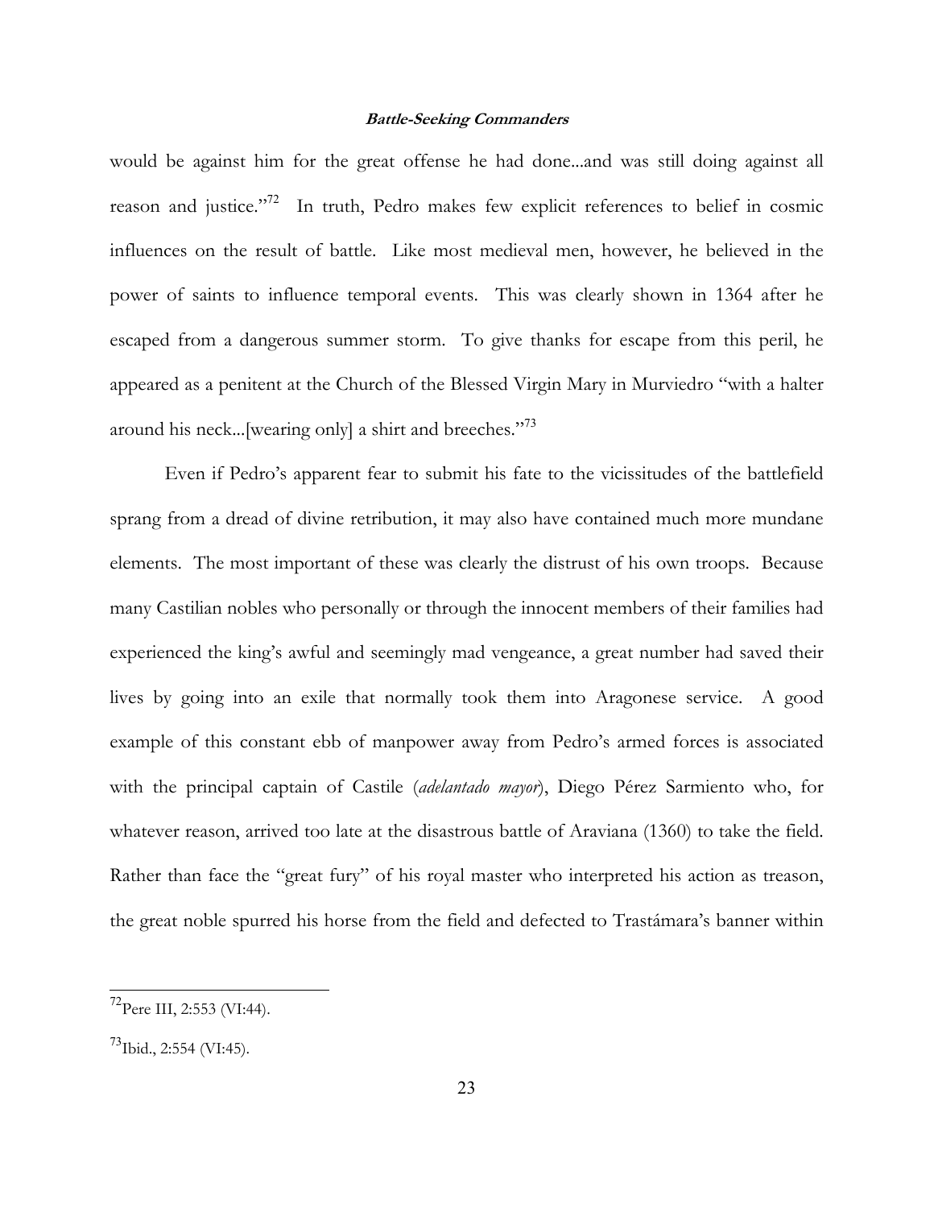would be against him for the great offense he had done...and was still doing against all reason and justice."[72] In truth, Pedro makes few explicit references to belief in cosmic influences on the result of battle. Like most medieval men, however, he believed in the power of saints to influence temporal events. This was clearly shown in 1364 after he escaped from a dangerous summer storm. To give thanks for escape from this peril, he appeared as a penitent at the Church of the Blessed Virgin Mary in Murviedro "with a halter around his neck...[wearing only] a shirt and breeches."[73]

Even if Pedro's apparent fear to submit his fate to the vicissitudes of the battlefield sprang from a dread of divine retribution, it may also have contained much more mundane elements. The most important of these was clearly the distrust of his own troops. Because many Castilian nobles who personally or through the innocent members of their families had experienced the king's awful and seemingly mad vengeance, a great number had saved their lives by going into an exile that normally took them into Aragonese service. A good example of this constant ebb of manpower away from Pedro's armed forces is associated with the principal captain of Castile (*adelantado mayor*), Diego Pérez Sarmiento who, for whatever reason, arrived too late at the disastrous battle of Araviana (1360) to take the field. Rather than face the "great fury" of his royal master who interpreted his action as treason, the great noble spurred his horse from the field and defected to Trastámara's banner within

---

[72] Pere III, 2:553 (VI:44).

[73] Ibid., 2:554 (VI:45).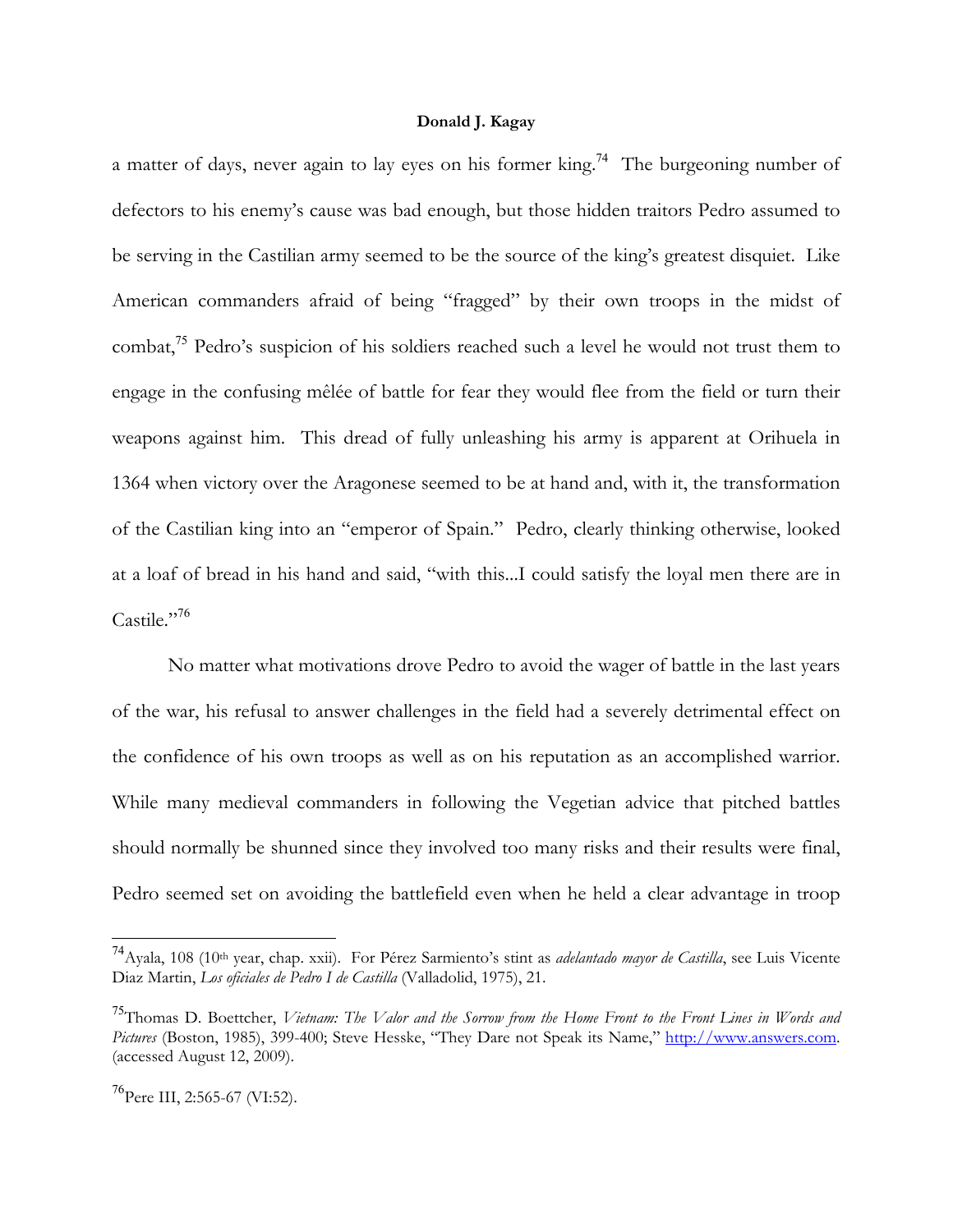a matter of days, never again to lay eyes on his former king.[74] The burgeoning number of defectors to his enemy's cause was bad enough, but those hidden traitors Pedro assumed to be serving in the Castilian army seemed to be the source of the king's greatest disquiet. Like American commanders afraid of being "fragged" by their own troops in the midst of combat,[75] Pedro's suspicion of his soldiers reached such a level he would not trust them to engage in the confusing mêlée of battle for fear they would flee from the field or turn their weapons against him. This dread of fully unleashing his army is apparent at Orihuela in 1364 when victory over the Aragonese seemed to be at hand and, with it, the transformation of the Castilian king into an "emperor of Spain." Pedro, clearly thinking otherwise, looked at a loaf of bread in his hand and said, "with this...I could satisfy the loyal men there are in Castile."[76]

No matter what motivations drove Pedro to avoid the wager of battle in the last years of the war, his refusal to answer challenges in the field had a severely detrimental effect on the confidence of his own troops as well as on his reputation as an accomplished warrior. While many medieval commanders in following the Vegetian advice that pitched battles should normally be shunned since they involved too many risks and their results were final, Pedro seemed set on avoiding the battlefield even when he held a clear advantage in troop

---

[74] Ayala, 108 (10th year, chap. xxii). For Pérez Sarmiento's stint as *adelantado mayor de Castilla*, see Luis Vicente Diaz Martin, *Los oficiales de Pedro I de Castilla* (Valladolid, 1975), 21.

[75] Thomas D. Boettcher, *Vietnam: The Valor and the Sorrow from the Home Front to the Front Lines in Words and Pictures* (Boston, 1985), 399-400; Steve Hesske, "They Dare not Speak its Name," http://www.answers.com. (accessed August 12, 2009).

[76] Pere III, 2:565-67 (VI:52).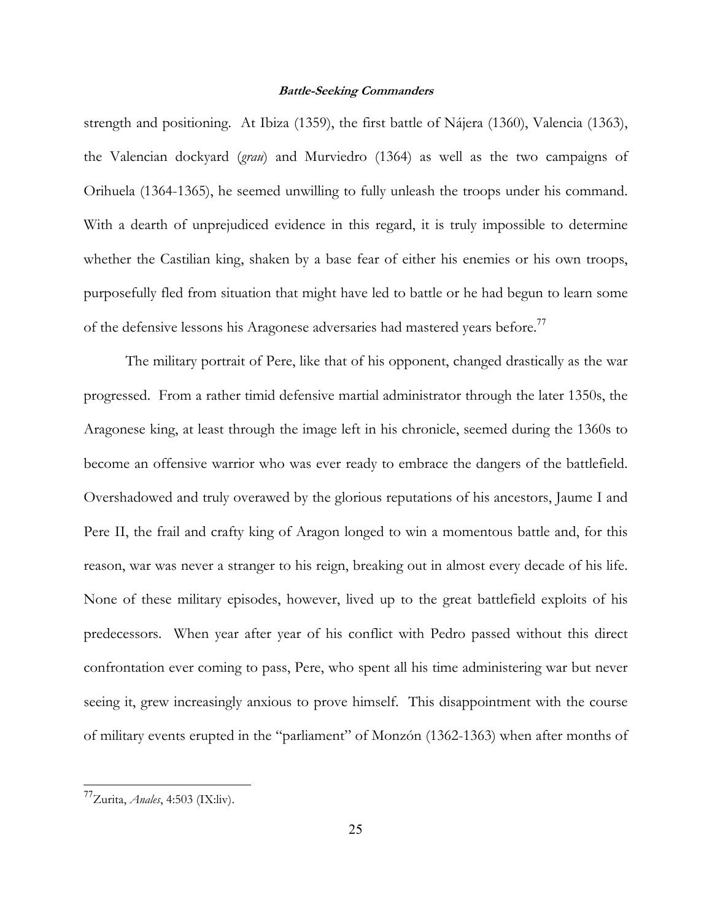strength and positioning. At Ibiza (1359), the first battle of Nájera (1360), Valencia (1363), the Valencian dockyard (*grau*) and Murviedro (1364) as well as the two campaigns of Orihuela (1364-1365), he seemed unwilling to fully unleash the troops under his command. With a dearth of unprejudiced evidence in this regard, it is truly impossible to determine whether the Castilian king, shaken by a base fear of either his enemies or his own troops, purposefully fled from situation that might have led to battle or he had begun to learn some of the defensive lessons his Aragonese adversaries had mastered years before.[77]

The military portrait of Pere, like that of his opponent, changed drastically as the war progressed. From a rather timid defensive martial administrator through the later 1350s, the Aragonese king, at least through the image left in his chronicle, seemed during the 1360s to become an offensive warrior who was ever ready to embrace the dangers of the battlefield. Overshadowed and truly overawed by the glorious reputations of his ancestors, Jaume I and Pere II, the frail and crafty king of Aragon longed to win a momentous battle and, for this reason, war was never a stranger to his reign, breaking out in almost every decade of his life. None of these military episodes, however, lived up to the great battlefield exploits of his predecessors. When year after year of his conflict with Pedro passed without this direct confrontation ever coming to pass, Pere, who spent all his time administering war but never seeing it, grew increasingly anxious to prove himself. This disappointment with the course of military events erupted in the "parliament" of Monzón (1362-1363) when after months of

---

[77] Zurita, *Anales*, 4:503 (IX:liv).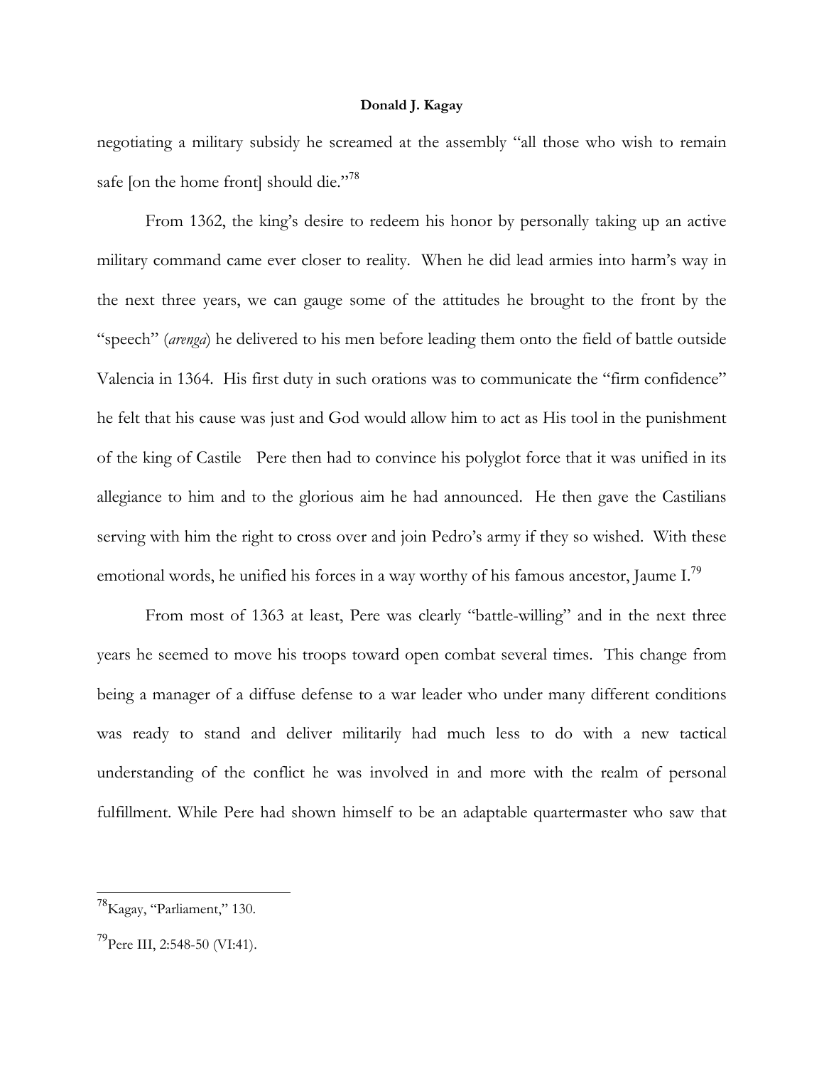negotiating a military subsidy he screamed at the assembly "all those who wish to remain safe [on the home front] should die."[78]

From 1362, the king's desire to redeem his honor by personally taking up an active military command came ever closer to reality. When he did lead armies into harm's way in the next three years, we can gauge some of the attitudes he brought to the front by the "speech" (*arenga*) he delivered to his men before leading them onto the field of battle outside Valencia in 1364. His first duty in such orations was to communicate the "firm confidence" he felt that his cause was just and God would allow him to act as His tool in the punishment of the king of Castile Pere then had to convince his polyglot force that it was unified in its allegiance to him and to the glorious aim he had announced. He then gave the Castilians serving with him the right to cross over and join Pedro's army if they so wished. With these emotional words, he unified his forces in a way worthy of his famous ancestor, Jaume I.[79]

From most of 1363 at least, Pere was clearly "battle-willing" and in the next three years he seemed to move his troops toward open combat several times. This change from being a manager of a diffuse defense to a war leader who under many different conditions was ready to stand and deliver militarily had much less to do with a new tactical understanding of the conflict he was involved in and more with the realm of personal fulfillment. While Pere had shown himself to be an adaptable quartermaster who saw that

---

[78]Kagay, "Parliament," 130.

[79]Pere III, 2:548-50 (VI:41).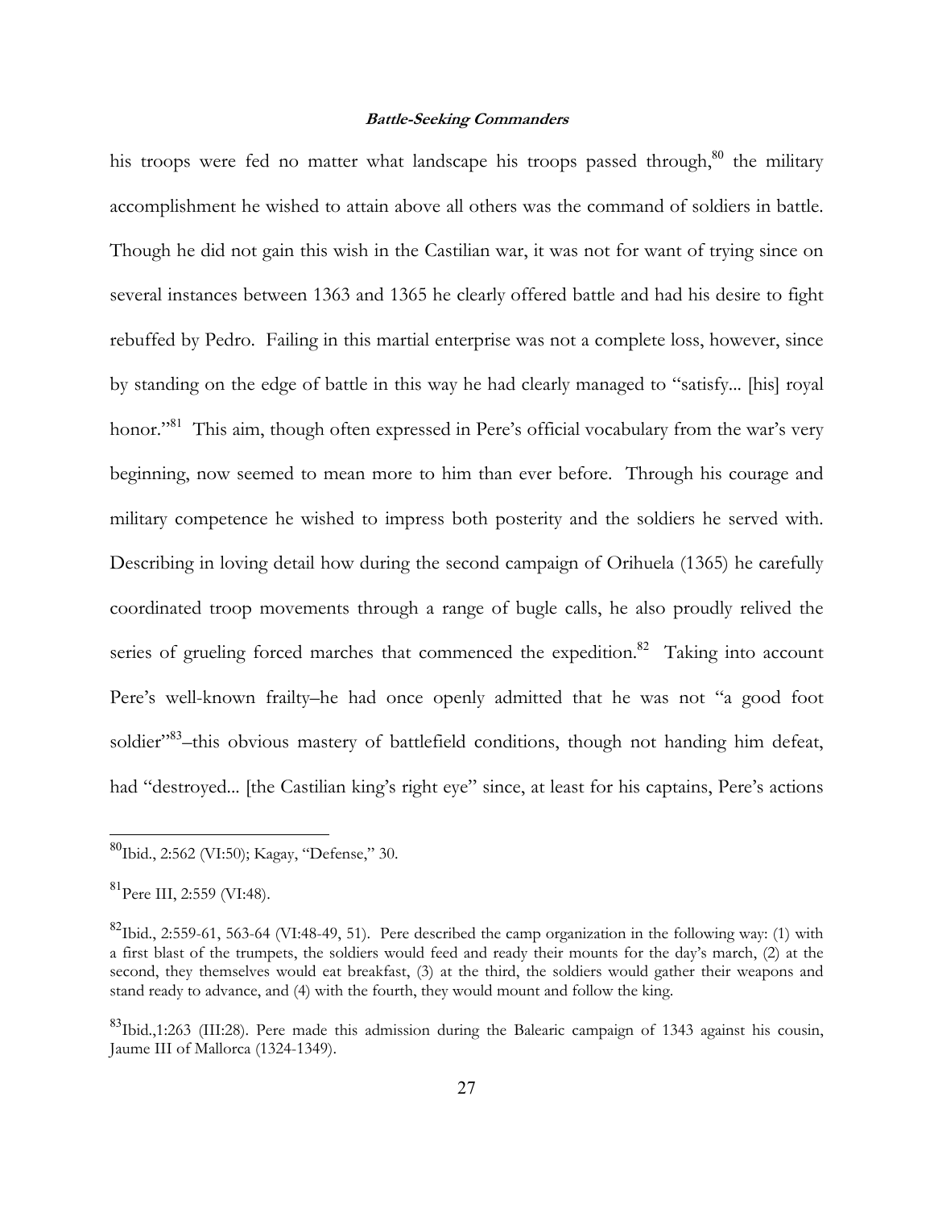his troops were fed no matter what landscape his troops passed through,[80] the military accomplishment he wished to attain above all others was the command of soldiers in battle. Though he did not gain this wish in the Castilian war, it was not for want of trying since on several instances between 1363 and 1365 he clearly offered battle and had his desire to fight rebuffed by Pedro. Failing in this martial enterprise was not a complete loss, however, since by standing on the edge of battle in this way he had clearly managed to "satisfy... [his] royal honor."[81] This aim, though often expressed in Pere's official vocabulary from the war's very beginning, now seemed to mean more to him than ever before. Through his courage and military competence he wished to impress both posterity and the soldiers he served with. Describing in loving detail how during the second campaign of Orihuela (1365) he carefully coordinated troop movements through a range of bugle calls, he also proudly relived the series of grueling forced marches that commenced the expedition.[82] Taking into account Pere's well-known frailty–he had once openly admitted that he was not "a good foot soldier"[83]–this obvious mastery of battlefield conditions, though not handing him defeat, had "destroyed... [the Castilian king's right eye" since, at least for his captains, Pere's actions

---

[80]Ibid., 2:562 (VI:50); Kagay, "Defense," 30.

[81]Pere III, 2:559 (VI:48).

[82]Ibid., 2:559-61, 563-64 (VI:48-49, 51). Pere described the camp organization in the following way: (1) with a first blast of the trumpets, the soldiers would feed and ready their mounts for the day's march, (2) at the second, they themselves would eat breakfast, (3) at the third, the soldiers would gather their weapons and stand ready to advance, and (4) with the fourth, they would mount and follow the king.

[83]Ibid.,1:263 (III:28). Pere made this admission during the Balearic campaign of 1343 against his cousin, Jaume III of Mallorca (1324-1349).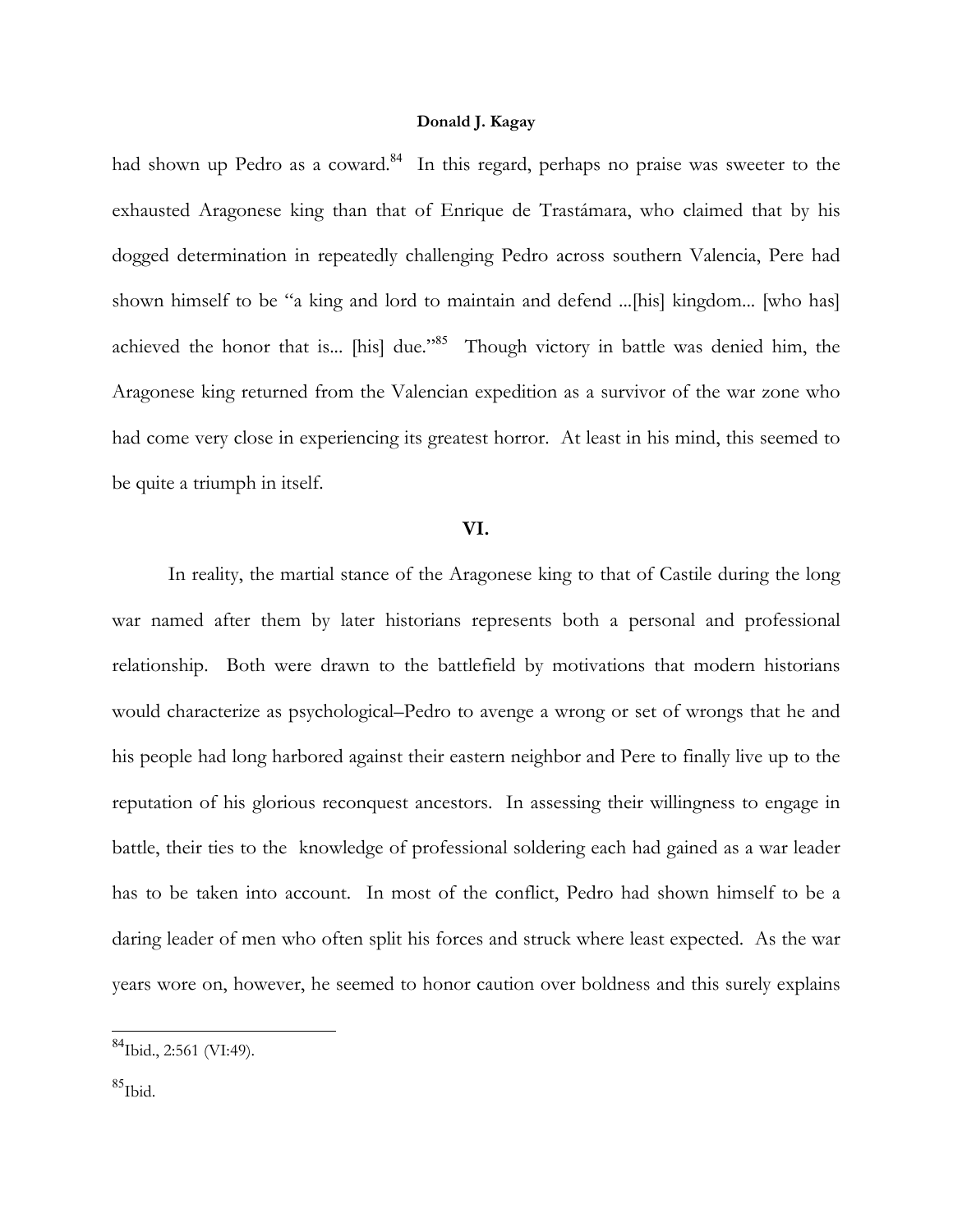had shown up Pedro as a coward.[84] In this regard, perhaps no praise was sweeter to the exhausted Aragonese king than that of Enrique de Trastámara, who claimed that by his dogged determination in repeatedly challenging Pedro across southern Valencia, Pere had shown himself to be "a king and lord to maintain and defend ...[his] kingdom... [who has] achieved the honor that is... [his] due."[85] Though victory in battle was denied him, the Aragonese king returned from the Valencian expedition as a survivor of the war zone who had come very close in experiencing its greatest horror. At least in his mind, this seemed to be quite a triumph in itself.

## VI.

In reality, the martial stance of the Aragonese king to that of Castile during the long war named after them by later historians represents both a personal and professional relationship. Both were drawn to the battlefield by motivations that modern historians would characterize as psychological–Pedro to avenge a wrong or set of wrongs that he and his people had long harbored against their eastern neighbor and Pere to finally live up to the reputation of his glorious reconquest ancestors. In assessing their willingness to engage in battle, their ties to the knowledge of professional soldering each had gained as a war leader has to be taken into account. In most of the conflict, Pedro had shown himself to be a daring leader of men who often split his forces and struck where least expected. As the war years wore on, however, he seemed to honor caution over boldness and this surely explains

---

[84]Ibid., 2:561 (VI:49).

[85]Ibid.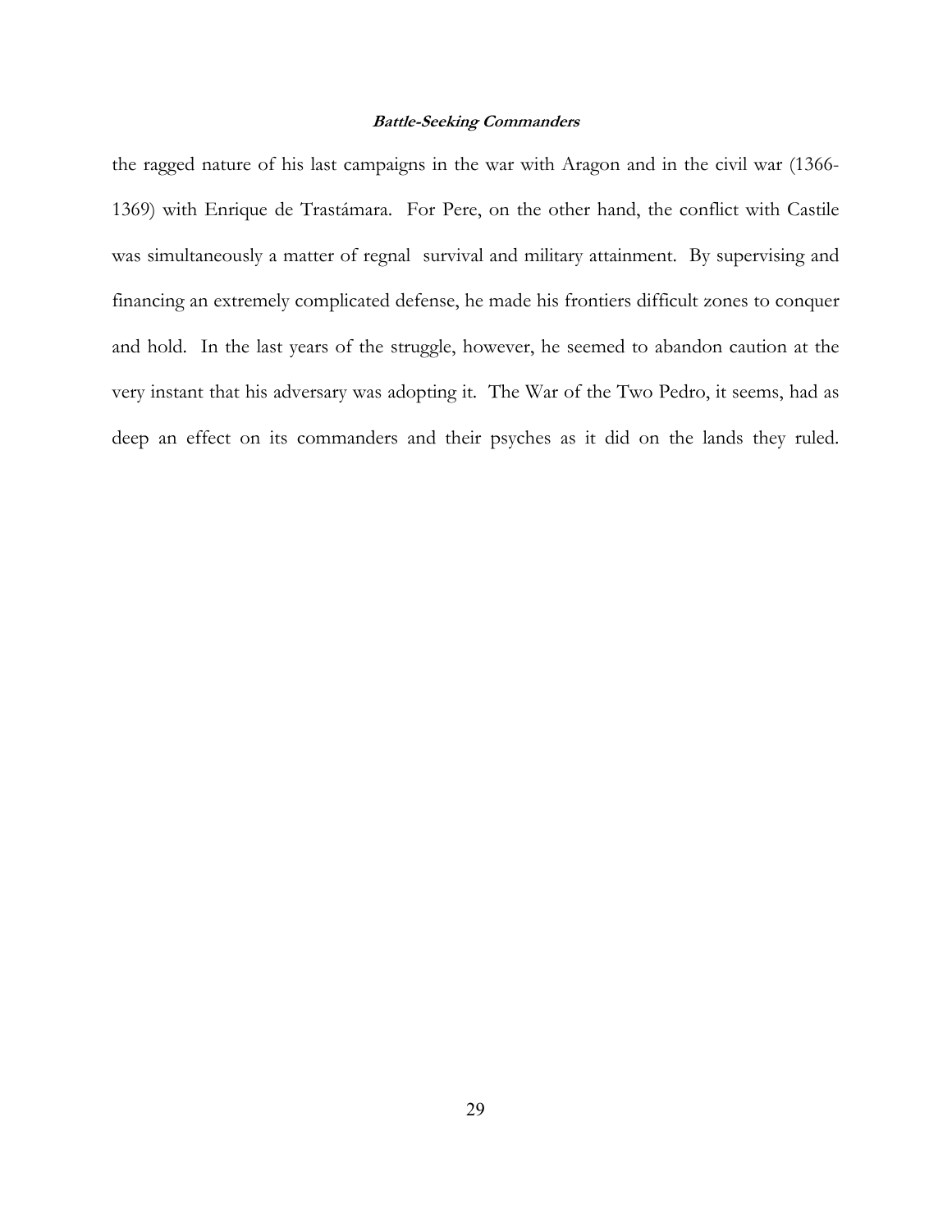the ragged nature of his last campaigns in the war with Aragon and in the civil war (1366-1369) with Enrique de Trastámara. For Pere, on the other hand, the conflict with Castile was simultaneously a matter of regnal survival and military attainment. By supervising and financing an extremely complicated defense, he made his frontiers difficult zones to conquer and hold. In the last years of the struggle, however, he seemed to abandon caution at the very instant that his adversary was adopting it. The War of the Two Pedro, it seems, had as deep an effect on its commanders and their psyches as it did on the lands they ruled.